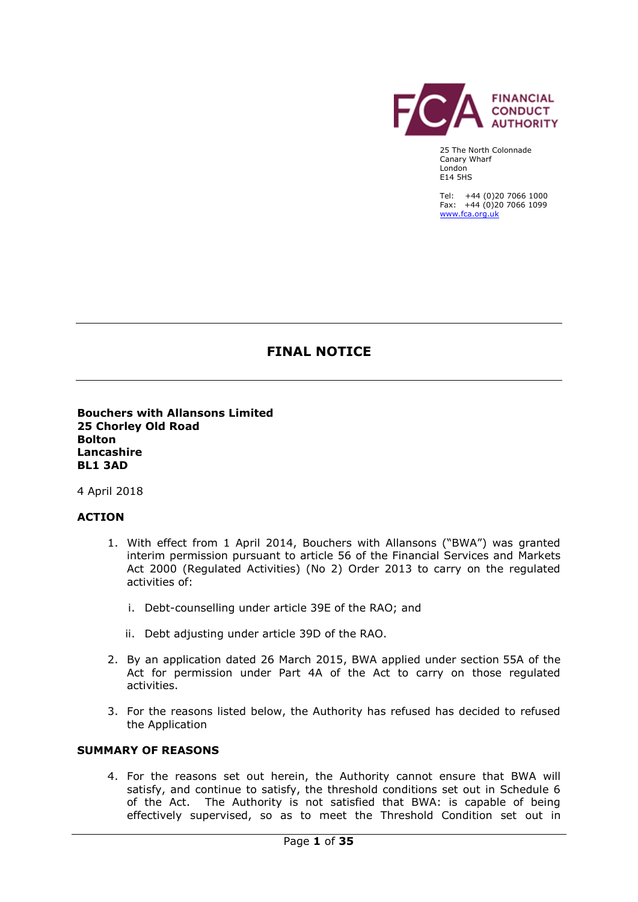FINANCIAL CONDUCT AUTHORITY

25 The North Colonnade
Canary Wharf
London
E14 5HS

Tel: +44 (0)20 7066 1000
Fax: +44 (0)20 7066 1099
www.fca.org.uk

# FINAL NOTICE

**Bouchers with Allansons Limited**
**25 Chorley Old Road**
**Bolton**
**Lancashire**
**BL1 3AD**

4 April 2018

## ACTION

1. With effect from 1 April 2014, Bouchers with Allansons ("BWA") was granted interim permission pursuant to article 56 of the Financial Services and Markets Act 2000 (Regulated Activities) (No 2) Order 2013 to carry on the regulated activities of:

   i. Debt-counselling under article 39E of the RAO; and

   ii. Debt adjusting under article 39D of the RAO.

2. By an application dated 26 March 2015, BWA applied under section 55A of the Act for permission under Part 4A of the Act to carry on those regulated activities.

3. For the reasons listed below, the Authority has refused has decided to refused the Application

## SUMMARY OF REASONS

4. For the reasons set out herein, the Authority cannot ensure that BWA will satisfy, and continue to satisfy, the threshold conditions set out in Schedule 6 of the Act. The Authority is not satisfied that BWA: is capable of being effectively supervised, so as to meet the Threshold Condition set out in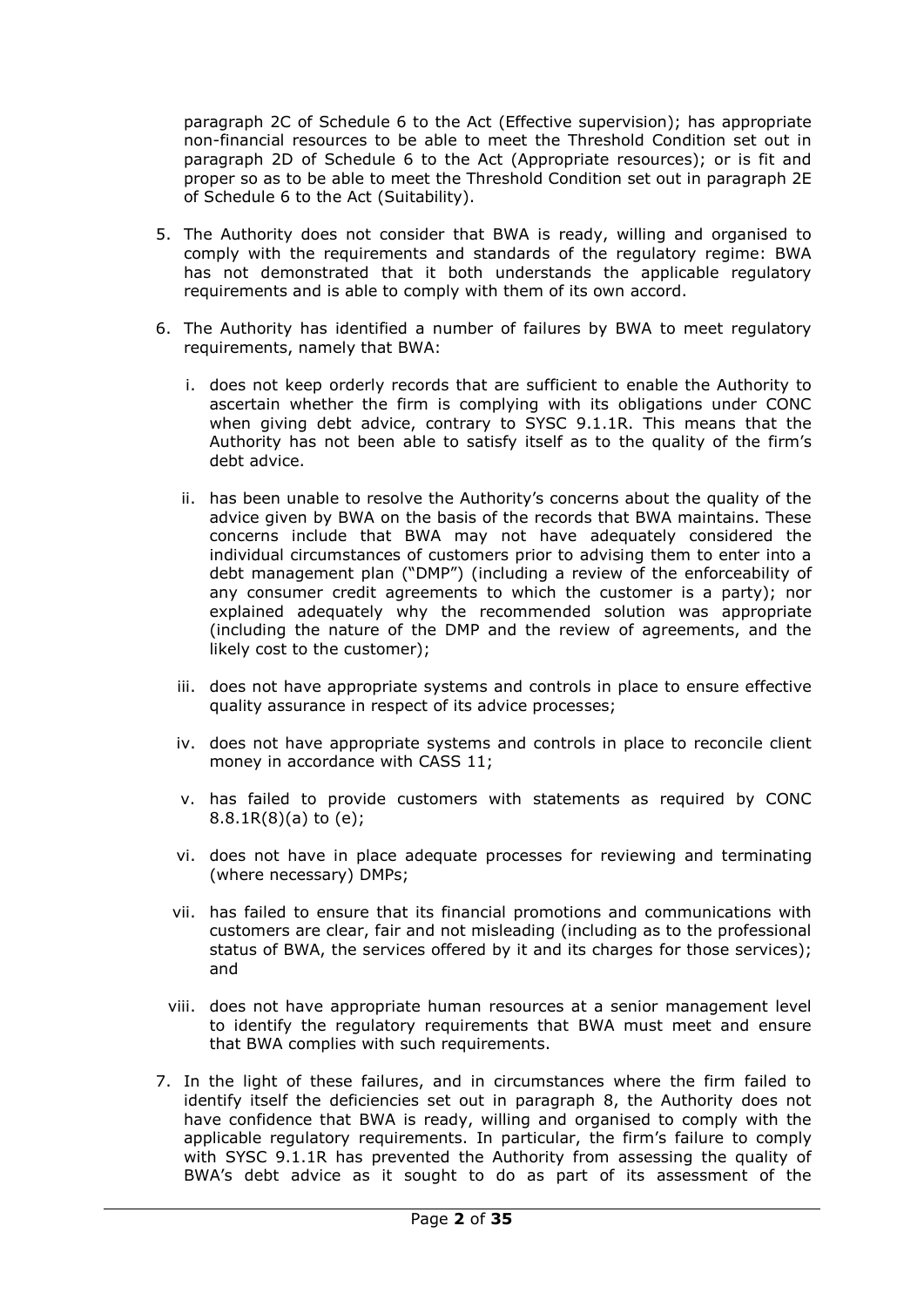paragraph 2C of Schedule 6 to the Act (Effective supervision); has appropriate non-financial resources to be able to meet the Threshold Condition set out in paragraph 2D of Schedule 6 to the Act (Appropriate resources); or is fit and proper so as to be able to meet the Threshold Condition set out in paragraph 2E of Schedule 6 to the Act (Suitability).

5. The Authority does not consider that BWA is ready, willing and organised to comply with the requirements and standards of the regulatory regime: BWA has not demonstrated that it both understands the applicable regulatory requirements and is able to comply with them of its own accord.

6. The Authority has identified a number of failures by BWA to meet regulatory requirements, namely that BWA:

   i. does not keep orderly records that are sufficient to enable the Authority to ascertain whether the firm is complying with its obligations under CONC when giving debt advice, contrary to SYSC 9.1.1R. This means that the Authority has not been able to satisfy itself as to the quality of the firm's debt advice.

   ii. has been unable to resolve the Authority's concerns about the quality of the advice given by BWA on the basis of the records that BWA maintains. These concerns include that BWA may not have adequately considered the individual circumstances of customers prior to advising them to enter into a debt management plan ("DMP") (including a review of the enforceability of any consumer credit agreements to which the customer is a party); nor explained adequately why the recommended solution was appropriate (including the nature of the DMP and the review of agreements, and the likely cost to the customer);

   iii. does not have appropriate systems and controls in place to ensure effective quality assurance in respect of its advice processes;

   iv. does not have appropriate systems and controls in place to reconcile client money in accordance with CASS 11;

   v. has failed to provide customers with statements as required by CONC 8.8.1R(8)(a) to (e);

   vi. does not have in place adequate processes for reviewing and terminating (where necessary) DMPs;

   vii. has failed to ensure that its financial promotions and communications with customers are clear, fair and not misleading (including as to the professional status of BWA, the services offered by it and its charges for those services); and

   viii. does not have appropriate human resources at a senior management level to identify the regulatory requirements that BWA must meet and ensure that BWA complies with such requirements.

7. In the light of these failures, and in circumstances where the firm failed to identify itself the deficiencies set out in paragraph 8, the Authority does not have confidence that BWA is ready, willing and organised to comply with the applicable regulatory requirements. In particular, the firm's failure to comply with SYSC 9.1.1R has prevented the Authority from assessing the quality of BWA's debt advice as it sought to do as part of its assessment of the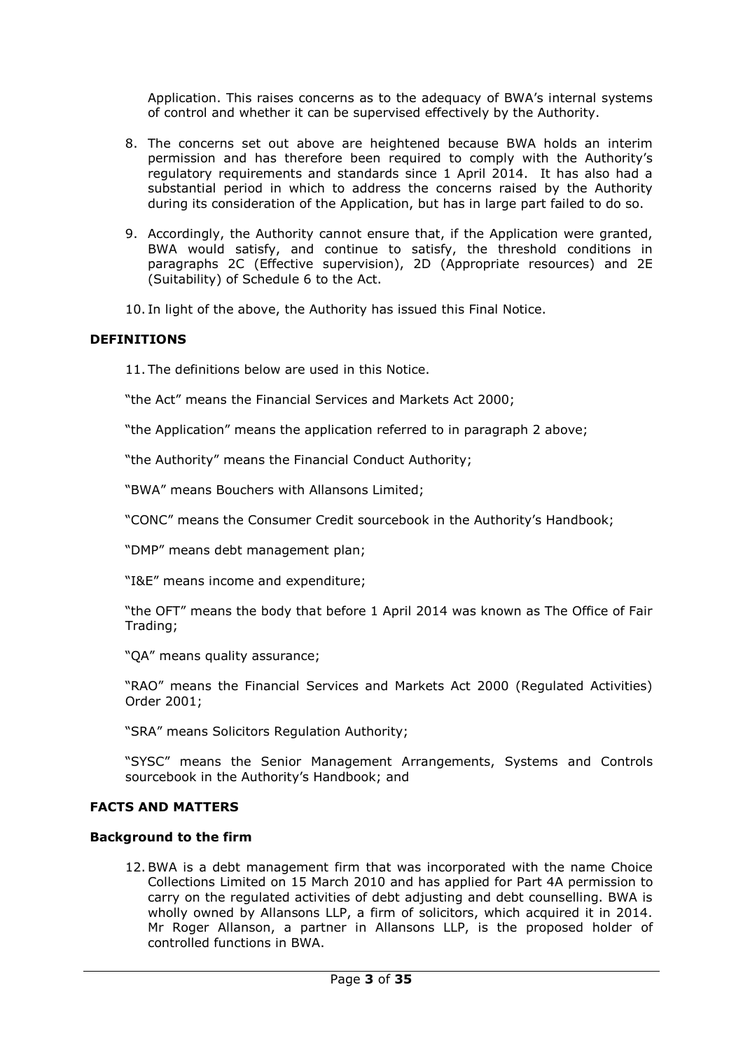Application. This raises concerns as to the adequacy of BWA's internal systems of control and whether it can be supervised effectively by the Authority.

8. The concerns set out above are heightened because BWA holds an interim permission and has therefore been required to comply with the Authority's regulatory requirements and standards since 1 April 2014. It has also had a substantial period in which to address the concerns raised by the Authority during its consideration of the Application, but has in large part failed to do so.

9. Accordingly, the Authority cannot ensure that, if the Application were granted, BWA would satisfy, and continue to satisfy, the threshold conditions in paragraphs 2C (Effective supervision), 2D (Appropriate resources) and 2E (Suitability) of Schedule 6 to the Act.

10. In light of the above, the Authority has issued this Final Notice.

## DEFINITIONS

11. The definitions below are used in this Notice.

"the Act" means the Financial Services and Markets Act 2000;

"the Application" means the application referred to in paragraph 2 above;

"the Authority" means the Financial Conduct Authority;

"BWA" means Bouchers with Allansons Limited;

"CONC" means the Consumer Credit sourcebook in the Authority's Handbook;

"DMP" means debt management plan;

"I&E" means income and expenditure;

"the OFT" means the body that before 1 April 2014 was known as The Office of Fair Trading;

"QA" means quality assurance;

"RAO" means the Financial Services and Markets Act 2000 (Regulated Activities) Order 2001;

"SRA" means Solicitors Regulation Authority;

"SYSC" means the Senior Management Arrangements, Systems and Controls sourcebook in the Authority's Handbook; and

## FACTS AND MATTERS

### Background to the firm

12. BWA is a debt management firm that was incorporated with the name Choice Collections Limited on 15 March 2010 and has applied for Part 4A permission to carry on the regulated activities of debt adjusting and debt counselling. BWA is wholly owned by Allansons LLP, a firm of solicitors, which acquired it in 2014. Mr Roger Allanson, a partner in Allansons LLP, is the proposed holder of controlled functions in BWA.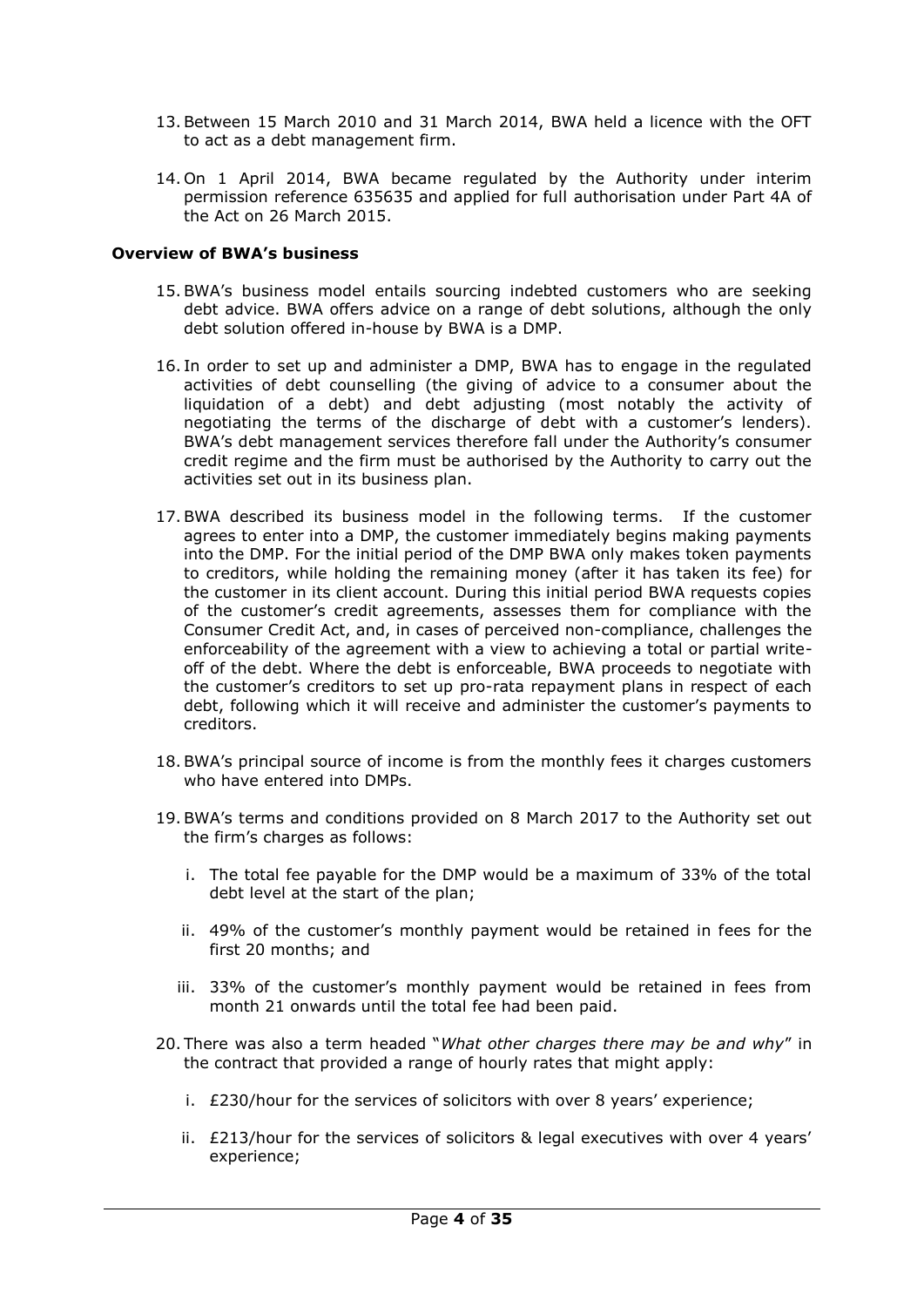13. Between 15 March 2010 and 31 March 2014, BWA held a licence with the OFT to act as a debt management firm.

14. On 1 April 2014, BWA became regulated by the Authority under interim permission reference 635635 and applied for full authorisation under Part 4A of the Act on 26 March 2015.

### Overview of BWA's business

15. BWA's business model entails sourcing indebted customers who are seeking debt advice. BWA offers advice on a range of debt solutions, although the only debt solution offered in-house by BWA is a DMP.

16. In order to set up and administer a DMP, BWA has to engage in the regulated activities of debt counselling (the giving of advice to a consumer about the liquidation of a debt) and debt adjusting (most notably the activity of negotiating the terms of the discharge of debt with a customer's lenders). BWA's debt management services therefore fall under the Authority's consumer credit regime and the firm must be authorised by the Authority to carry out the activities set out in its business plan.

17. BWA described its business model in the following terms. If the customer agrees to enter into a DMP, the customer immediately begins making payments into the DMP. For the initial period of the DMP BWA only makes token payments to creditors, while holding the remaining money (after it has taken its fee) for the customer in its client account. During this initial period BWA requests copies of the customer's credit agreements, assesses them for compliance with the Consumer Credit Act, and, in cases of perceived non-compliance, challenges the enforceability of the agreement with a view to achieving a total or partial write-off of the debt. Where the debt is enforceable, BWA proceeds to negotiate with the customer's creditors to set up pro-rata repayment plans in respect of each debt, following which it will receive and administer the customer's payments to creditors.

18. BWA's principal source of income is from the monthly fees it charges customers who have entered into DMPs.

19. BWA's terms and conditions provided on 8 March 2017 to the Authority set out the firm's charges as follows:

    i. The total fee payable for the DMP would be a maximum of 33% of the total debt level at the start of the plan;

    ii. 49% of the customer's monthly payment would be retained in fees for the first 20 months; and

    iii. 33% of the customer's monthly payment would be retained in fees from month 21 onwards until the total fee had been paid.

20. There was also a term headed "*What other charges there may be and why*" in the contract that provided a range of hourly rates that might apply:

    i. £230/hour for the services of solicitors with over 8 years' experience;

    ii. £213/hour for the services of solicitors & legal executives with over 4 years' experience;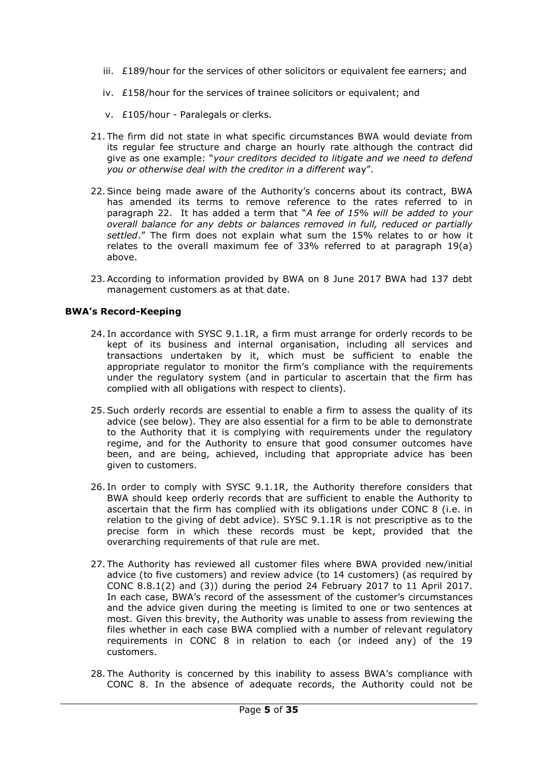iii. £189/hour for the services of other solicitors or equivalent fee earners; and

iv. £158/hour for the services of trainee solicitors or equivalent; and

v. £105/hour - Paralegals or clerks.

21. The firm did not state in what specific circumstances BWA would deviate from its regular fee structure and charge an hourly rate although the contract did give as one example: "*your creditors decided to litigate and we need to defend you or otherwise deal with the creditor in a different way*".

22. Since being made aware of the Authority's concerns about its contract, BWA has amended its terms to remove reference to the rates referred to in paragraph 22. It has added a term that "*A fee of 15% will be added to your overall balance for any debts or balances removed in full, reduced or partially settled*." The firm does not explain what sum the 15% relates to or how it relates to the overall maximum fee of 33% referred to at paragraph 19(a) above.

23. According to information provided by BWA on 8 June 2017 BWA had 137 debt management customers as at that date.

**BWA's Record-Keeping**

24. In accordance with SYSC 9.1.1R, a firm must arrange for orderly records to be kept of its business and internal organisation, including all services and transactions undertaken by it, which must be sufficient to enable the appropriate regulator to monitor the firm's compliance with the requirements under the regulatory system (and in particular to ascertain that the firm has complied with all obligations with respect to clients).

25. Such orderly records are essential to enable a firm to assess the quality of its advice (see below). They are also essential for a firm to be able to demonstrate to the Authority that it is complying with requirements under the regulatory regime, and for the Authority to ensure that good consumer outcomes have been, and are being, achieved, including that appropriate advice has been given to customers.

26. In order to comply with SYSC 9.1.1R, the Authority therefore considers that BWA should keep orderly records that are sufficient to enable the Authority to ascertain that the firm has complied with its obligations under CONC 8 (i.e. in relation to the giving of debt advice). SYSC 9.1.1R is not prescriptive as to the precise form in which these records must be kept, provided that the overarching requirements of that rule are met.

27. The Authority has reviewed all customer files where BWA provided new/initial advice (to five customers) and review advice (to 14 customers) (as required by CONC 8.8.1(2) and (3)) during the period 24 February 2017 to 11 April 2017. In each case, BWA's record of the assessment of the customer's circumstances and the advice given during the meeting is limited to one or two sentences at most. Given this brevity, the Authority was unable to assess from reviewing the files whether in each case BWA complied with a number of relevant regulatory requirements in CONC 8 in relation to each (or indeed any) of the 19 customers.

28. The Authority is concerned by this inability to assess BWA's compliance with CONC 8. In the absence of adequate records, the Authority could not be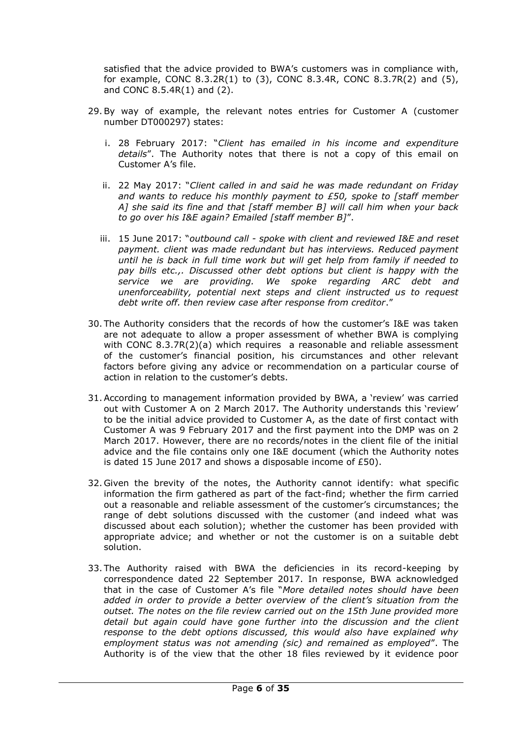satisfied that the advice provided to BWA's customers was in compliance with, for example, CONC 8.3.2R(1) to (3), CONC 8.3.4R, CONC 8.3.7R(2) and (5), and CONC 8.5.4R(1) and (2).

29. By way of example, the relevant notes entries for Customer A (customer number DT000297) states:

    i. 28 February 2017: "*Client has emailed in his income and expenditure details*". The Authority notes that there is not a copy of this email on Customer A's file.

    ii. 22 May 2017: "*Client called in and said he was made redundant on Friday and wants to reduce his monthly payment to £50, spoke to [staff member A] she said its fine and that [staff member B] will call him when your back to go over his I&E again? Emailed [staff member B]*".

    iii. 15 June 2017: "*outbound call - spoke with client and reviewed I&E and reset payment. client was made redundant but has interviews. Reduced payment until he is back in full time work but will get help from family if needed to pay bills etc.,. Discussed other debt options but client is happy with the service we are providing. We spoke regarding ARC debt and unenforceability, potential next steps and client instructed us to request debt write off. then review case after response from creditor*."

30. The Authority considers that the records of how the customer's I&E was taken are not adequate to allow a proper assessment of whether BWA is complying with CONC 8.3.7R(2)(a) which requires a reasonable and reliable assessment of the customer's financial position, his circumstances and other relevant factors before giving any advice or recommendation on a particular course of action in relation to the customer's debts.

31. According to management information provided by BWA, a 'review' was carried out with Customer A on 2 March 2017. The Authority understands this 'review' to be the initial advice provided to Customer A, as the date of first contact with Customer A was 9 February 2017 and the first payment into the DMP was on 2 March 2017. However, there are no records/notes in the client file of the initial advice and the file contains only one I&E document (which the Authority notes is dated 15 June 2017 and shows a disposable income of £50).

32. Given the brevity of the notes, the Authority cannot identify: what specific information the firm gathered as part of the fact-find; whether the firm carried out a reasonable and reliable assessment of the customer's circumstances; the range of debt solutions discussed with the customer (and indeed what was discussed about each solution); whether the customer has been provided with appropriate advice; and whether or not the customer is on a suitable debt solution.

33. The Authority raised with BWA the deficiencies in its record-keeping by correspondence dated 22 September 2017. In response, BWA acknowledged that in the case of Customer A's file "*More detailed notes should have been added in order to provide a better overview of the client's situation from the outset. The notes on the file review carried out on the 15th June provided more detail but again could have gone further into the discussion and the client response to the debt options discussed, this would also have explained why employment status was not amending (sic) and remained as employed*". The Authority is of the view that the other 18 files reviewed by it evidence poor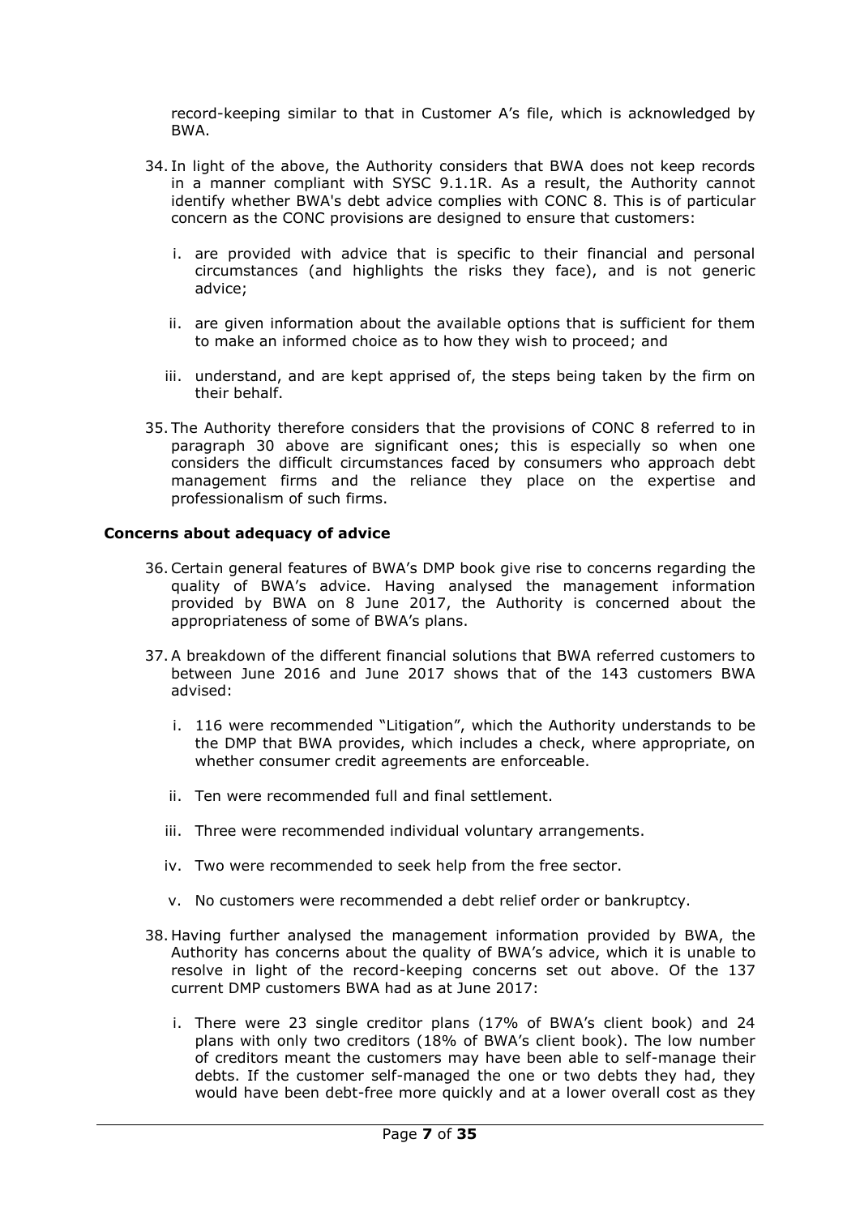record-keeping similar to that in Customer A's file, which is acknowledged by BWA.

34. In light of the above, the Authority considers that BWA does not keep records in a manner compliant with SYSC 9.1.1R. As a result, the Authority cannot identify whether BWA's debt advice complies with CONC 8. This is of particular concern as the CONC provisions are designed to ensure that customers:

    i. are provided with advice that is specific to their financial and personal circumstances (and highlights the risks they face), and is not generic advice;

    ii. are given information about the available options that is sufficient for them to make an informed choice as to how they wish to proceed; and

    iii. understand, and are kept apprised of, the steps being taken by the firm on their behalf.

35. The Authority therefore considers that the provisions of CONC 8 referred to in paragraph 30 above are significant ones; this is especially so when one considers the difficult circumstances faced by consumers who approach debt management firms and the reliance they place on the expertise and professionalism of such firms.

**Concerns about adequacy of advice**

36. Certain general features of BWA's DMP book give rise to concerns regarding the quality of BWA's advice. Having analysed the management information provided by BWA on 8 June 2017, the Authority is concerned about the appropriateness of some of BWA's plans.

37. A breakdown of the different financial solutions that BWA referred customers to between June 2016 and June 2017 shows that of the 143 customers BWA advised:

    i. 116 were recommended "Litigation", which the Authority understands to be the DMP that BWA provides, which includes a check, where appropriate, on whether consumer credit agreements are enforceable.

    ii. Ten were recommended full and final settlement.

    iii. Three were recommended individual voluntary arrangements.

    iv. Two were recommended to seek help from the free sector.

    v. No customers were recommended a debt relief order or bankruptcy.

38. Having further analysed the management information provided by BWA, the Authority has concerns about the quality of BWA's advice, which it is unable to resolve in light of the record-keeping concerns set out above. Of the 137 current DMP customers BWA had as at June 2017:

    i. There were 23 single creditor plans (17% of BWA's client book) and 24 plans with only two creditors (18% of BWA's client book). The low number of creditors meant the customers may have been able to self-manage their debts. If the customer self-managed the one or two debts they had, they would have been debt-free more quickly and at a lower overall cost as they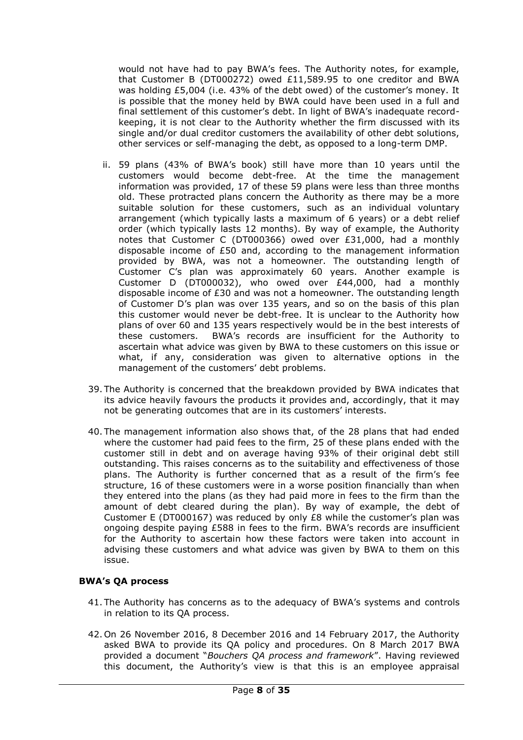would not have had to pay BWA's fees. The Authority notes, for example, that Customer B (DT000272) owed £11,589.95 to one creditor and BWA was holding £5,004 (i.e. 43% of the debt owed) of the customer's money. It is possible that the money held by BWA could have been used in a full and final settlement of this customer's debt. In light of BWA's inadequate record-keeping, it is not clear to the Authority whether the firm discussed with its single and/or dual creditor customers the availability of other debt solutions, other services or self-managing the debt, as opposed to a long-term DMP.

ii. 59 plans (43% of BWA's book) still have more than 10 years until the customers would become debt-free. At the time the management information was provided, 17 of these 59 plans were less than three months old. These protracted plans concern the Authority as there may be a more suitable solution for these customers, such as an individual voluntary arrangement (which typically lasts a maximum of 6 years) or a debt relief order (which typically lasts 12 months). By way of example, the Authority notes that Customer C (DT000366) owed over £31,000, had a monthly disposable income of £50 and, according to the management information provided by BWA, was not a homeowner. The outstanding length of Customer C's plan was approximately 60 years. Another example is Customer D (DT000032), who owed over £44,000, had a monthly disposable income of £30 and was not a homeowner. The outstanding length of Customer D's plan was over 135 years, and so on the basis of this plan this customer would never be debt-free. It is unclear to the Authority how plans of over 60 and 135 years respectively would be in the best interests of these customers. BWA's records are insufficient for the Authority to ascertain what advice was given by BWA to these customers on this issue or what, if any, consideration was given to alternative options in the management of the customers' debt problems.

39. The Authority is concerned that the breakdown provided by BWA indicates that its advice heavily favours the products it provides and, accordingly, that it may not be generating outcomes that are in its customers' interests.

40. The management information also shows that, of the 28 plans that had ended where the customer had paid fees to the firm, 25 of these plans ended with the customer still in debt and on average having 93% of their original debt still outstanding. This raises concerns as to the suitability and effectiveness of those plans. The Authority is further concerned that as a result of the firm's fee structure, 16 of these customers were in a worse position financially than when they entered into the plans (as they had paid more in fees to the firm than the amount of debt cleared during the plan). By way of example, the debt of Customer E (DT000167) was reduced by only £8 while the customer's plan was ongoing despite paying £588 in fees to the firm. BWA's records are insufficient for the Authority to ascertain how these factors were taken into account in advising these customers and what advice was given by BWA to them on this issue.

### BWA's QA process

41. The Authority has concerns as to the adequacy of BWA's systems and controls in relation to its QA process.

42. On 26 November 2016, 8 December 2016 and 14 February 2017, the Authority asked BWA to provide its QA policy and procedures. On 8 March 2017 BWA provided a document "*Bouchers QA process and framework*". Having reviewed this document, the Authority's view is that this is an employee appraisal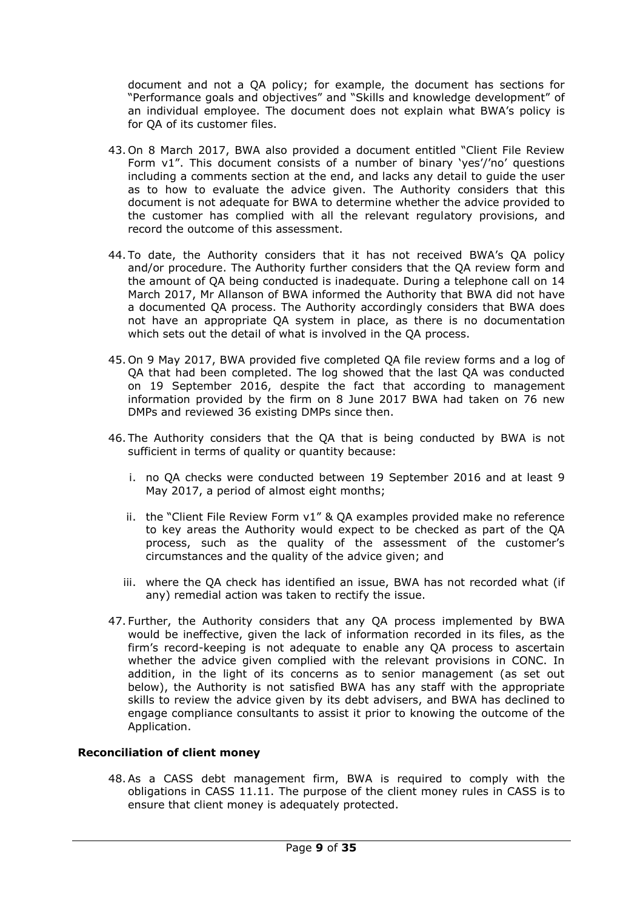document and not a QA policy; for example, the document has sections for "Performance goals and objectives" and "Skills and knowledge development" of an individual employee. The document does not explain what BWA's policy is for QA of its customer files.

43. On 8 March 2017, BWA also provided a document entitled "Client File Review Form v1". This document consists of a number of binary 'yes'/'no' questions including a comments section at the end, and lacks any detail to guide the user as to how to evaluate the advice given. The Authority considers that this document is not adequate for BWA to determine whether the advice provided to the customer has complied with all the relevant regulatory provisions, and record the outcome of this assessment.

44. To date, the Authority considers that it has not received BWA's QA policy and/or procedure. The Authority further considers that the QA review form and the amount of QA being conducted is inadequate. During a telephone call on 14 March 2017, Mr Allanson of BWA informed the Authority that BWA did not have a documented QA process. The Authority accordingly considers that BWA does not have an appropriate QA system in place, as there is no documentation which sets out the detail of what is involved in the QA process.

45. On 9 May 2017, BWA provided five completed QA file review forms and a log of QA that had been completed. The log showed that the last QA was conducted on 19 September 2016, despite the fact that according to management information provided by the firm on 8 June 2017 BWA had taken on 76 new DMPs and reviewed 36 existing DMPs since then.

46. The Authority considers that the QA that is being conducted by BWA is not sufficient in terms of quality or quantity because:

    i. no QA checks were conducted between 19 September 2016 and at least 9 May 2017, a period of almost eight months;

    ii. the "Client File Review Form v1" & QA examples provided make no reference to key areas the Authority would expect to be checked as part of the QA process, such as the quality of the assessment of the customer's circumstances and the quality of the advice given; and

    iii. where the QA check has identified an issue, BWA has not recorded what (if any) remedial action was taken to rectify the issue.

47. Further, the Authority considers that any QA process implemented by BWA would be ineffective, given the lack of information recorded in its files, as the firm's record-keeping is not adequate to enable any QA process to ascertain whether the advice given complied with the relevant provisions in CONC. In addition, in the light of its concerns as to senior management (as set out below), the Authority is not satisfied BWA has any staff with the appropriate skills to review the advice given by its debt advisers, and BWA has declined to engage compliance consultants to assist it prior to knowing the outcome of the Application.

**Reconciliation of client money**

48. As a CASS debt management firm, BWA is required to comply with the obligations in CASS 11.11. The purpose of the client money rules in CASS is to ensure that client money is adequately protected.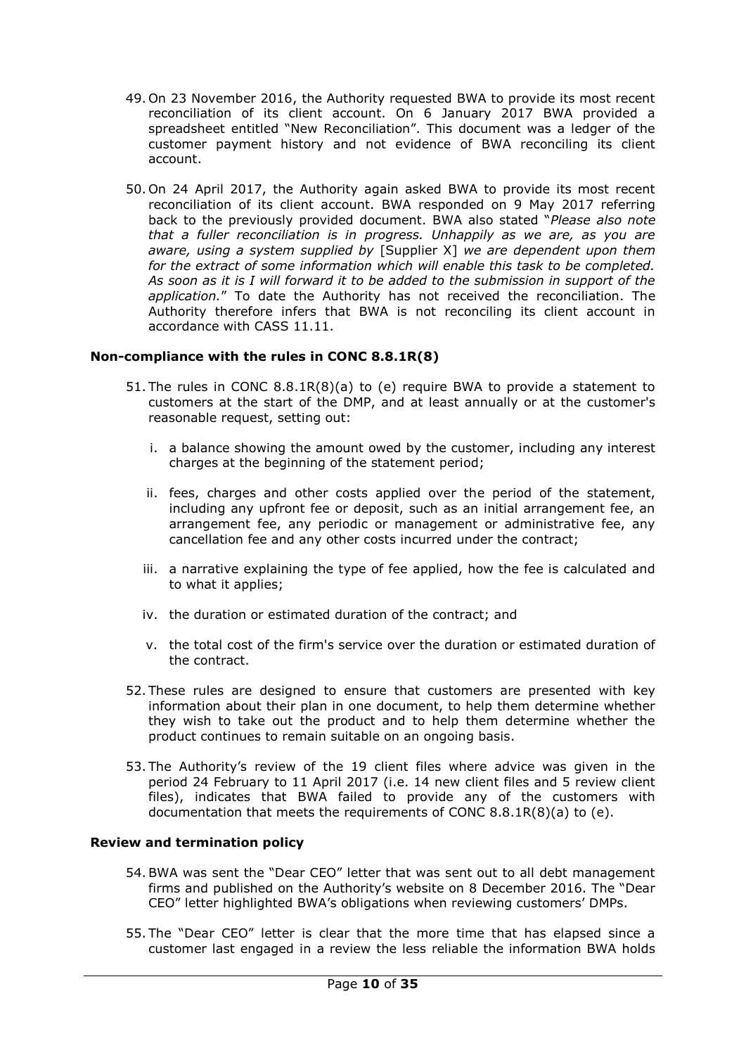49. On 23 November 2016, the Authority requested BWA to provide its most recent reconciliation of its client account. On 6 January 2017 BWA provided a spreadsheet entitled "New Reconciliation". This document was a ledger of the customer payment history and not evidence of BWA reconciling its client account.

50. On 24 April 2017, the Authority again asked BWA to provide its most recent reconciliation of its client account. BWA responded on 9 May 2017 referring back to the previously provided document. BWA also stated "*Please also note that a fuller reconciliation is in progress. Unhappily as we are, as you are aware, using a system supplied by* [Supplier X] *we are dependent upon them for the extract of some information which will enable this task to be completed. As soon as it is I will forward it to be added to the submission in support of the application.*" To date the Authority has not received the reconciliation. The Authority therefore infers that BWA is not reconciling its client account in accordance with CASS 11.11.

### Non-compliance with the rules in CONC 8.8.1R(8)

51. The rules in CONC 8.8.1R(8)(a) to (e) require BWA to provide a statement to customers at the start of the DMP, and at least annually or at the customer's reasonable request, setting out:

    i. a balance showing the amount owed by the customer, including any interest charges at the beginning of the statement period;

    ii. fees, charges and other costs applied over the period of the statement, including any upfront fee or deposit, such as an initial arrangement fee, an arrangement fee, any periodic or management or administrative fee, any cancellation fee and any other costs incurred under the contract;

    iii. a narrative explaining the type of fee applied, how the fee is calculated and to what it applies;

    iv. the duration or estimated duration of the contract; and

    v. the total cost of the firm's service over the duration or estimated duration of the contract.

52. These rules are designed to ensure that customers are presented with key information about their plan in one document, to help them determine whether they wish to take out the product and to help them determine whether the product continues to remain suitable on an ongoing basis.

53. The Authority's review of the 19 client files where advice was given in the period 24 February to 11 April 2017 (i.e. 14 new client files and 5 review client files), indicates that BWA failed to provide any of the customers with documentation that meets the requirements of CONC 8.8.1R(8)(a) to (e).

### Review and termination policy

54. BWA was sent the "Dear CEO" letter that was sent out to all debt management firms and published on the Authority's website on 8 December 2016. The "Dear CEO" letter highlighted BWA's obligations when reviewing customers' DMPs.

55. The "Dear CEO" letter is clear that the more time that has elapsed since a customer last engaged in a review the less reliable the information BWA holds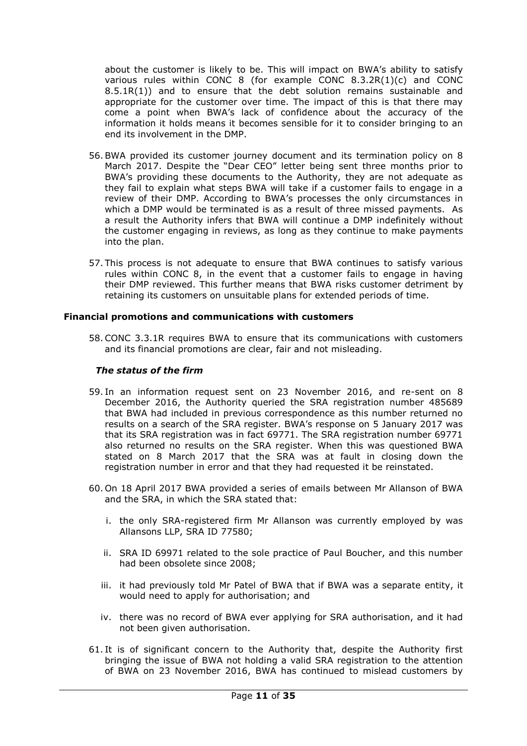about the customer is likely to be. This will impact on BWA's ability to satisfy various rules within CONC 8 (for example CONC 8.3.2R(1)(c) and CONC 8.5.1R(1)) and to ensure that the debt solution remains sustainable and appropriate for the customer over time. The impact of this is that there may come a point when BWA's lack of confidence about the accuracy of the information it holds means it becomes sensible for it to consider bringing to an end its involvement in the DMP.

56. BWA provided its customer journey document and its termination policy on 8 March 2017. Despite the "Dear CEO" letter being sent three months prior to BWA's providing these documents to the Authority, they are not adequate as they fail to explain what steps BWA will take if a customer fails to engage in a review of their DMP. According to BWA's processes the only circumstances in which a DMP would be terminated is as a result of three missed payments. As a result the Authority infers that BWA will continue a DMP indefinitely without the customer engaging in reviews, as long as they continue to make payments into the plan.

57. This process is not adequate to ensure that BWA continues to satisfy various rules within CONC 8, in the event that a customer fails to engage in having their DMP reviewed. This further means that BWA risks customer detriment by retaining its customers on unsuitable plans for extended periods of time.

### Financial promotions and communications with customers

58. CONC 3.3.1R requires BWA to ensure that its communications with customers and its financial promotions are clear, fair and not misleading.

#### *The status of the firm*

59. In an information request sent on 23 November 2016, and re-sent on 8 December 2016, the Authority queried the SRA registration number 485689 that BWA had included in previous correspondence as this number returned no results on a search of the SRA register. BWA's response on 5 January 2017 was that its SRA registration was in fact 69771. The SRA registration number 69771 also returned no results on the SRA register. When this was questioned BWA stated on 8 March 2017 that the SRA was at fault in closing down the registration number in error and that they had requested it be reinstated.

60. On 18 April 2017 BWA provided a series of emails between Mr Allanson of BWA and the SRA, in which the SRA stated that:

    i. the only SRA-registered firm Mr Allanson was currently employed by was Allansons LLP, SRA ID 77580;

    ii. SRA ID 69971 related to the sole practice of Paul Boucher, and this number had been obsolete since 2008;

    iii. it had previously told Mr Patel of BWA that if BWA was a separate entity, it would need to apply for authorisation; and

    iv. there was no record of BWA ever applying for SRA authorisation, and it had not been given authorisation.

61. It is of significant concern to the Authority that, despite the Authority first bringing the issue of BWA not holding a valid SRA registration to the attention of BWA on 23 November 2016, BWA has continued to mislead customers by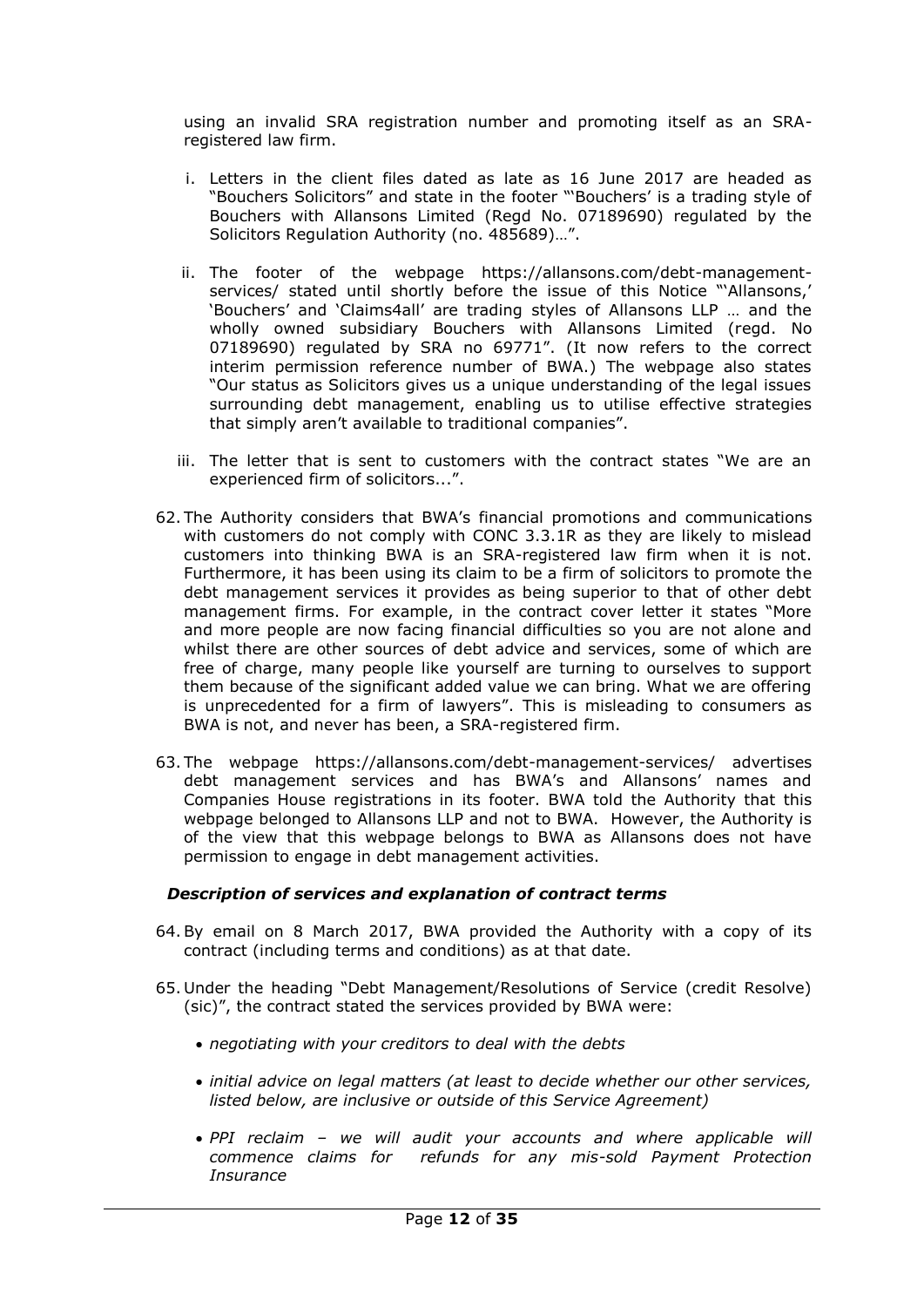using an invalid SRA registration number and promoting itself as an SRA-registered law firm.

i. Letters in the client files dated as late as 16 June 2017 are headed as "Bouchers Solicitors" and state in the footer "'Bouchers' is a trading style of Bouchers with Allansons Limited (Regd No. 07189690) regulated by the Solicitors Regulation Authority (no. 485689)…".

ii. The footer of the webpage https://allansons.com/debt-management-services/ stated until shortly before the issue of this Notice "'Allansons,' 'Bouchers' and 'Claims4all' are trading styles of Allansons LLP … and the wholly owned subsidiary Bouchers with Allansons Limited (regd. No 07189690) regulated by SRA no 69771". (It now refers to the correct interim permission reference number of BWA.) The webpage also states "Our status as Solicitors gives us a unique understanding of the legal issues surrounding debt management, enabling us to utilise effective strategies that simply aren't available to traditional companies".

iii. The letter that is sent to customers with the contract states "We are an experienced firm of solicitors...".

62. The Authority considers that BWA's financial promotions and communications with customers do not comply with CONC 3.3.1R as they are likely to mislead customers into thinking BWA is an SRA-registered law firm when it is not. Furthermore, it has been using its claim to be a firm of solicitors to promote the debt management services it provides as being superior to that of other debt management firms. For example, in the contract cover letter it states "More and more people are now facing financial difficulties so you are not alone and whilst there are other sources of debt advice and services, some of which are free of charge, many people like yourself are turning to ourselves to support them because of the significant added value we can bring. What we are offering is unprecedented for a firm of lawyers". This is misleading to consumers as BWA is not, and never has been, a SRA-registered firm.

63. The webpage https://allansons.com/debt-management-services/ advertises debt management services and has BWA's and Allansons' names and Companies House registrations in its footer. BWA told the Authority that this webpage belonged to Allansons LLP and not to BWA. However, the Authority is of the view that this webpage belongs to BWA as Allansons does not have permission to engage in debt management activities.

***Description of services and explanation of contract terms***

64. By email on 8 March 2017, BWA provided the Authority with a copy of its contract (including terms and conditions) as at that date.

65. Under the heading "Debt Management/Resolutions of Service (credit Resolve) (sic)", the contract stated the services provided by BWA were:

- *negotiating with your creditors to deal with the debts*
- *initial advice on legal matters (at least to decide whether our other services, listed below, are inclusive or outside of this Service Agreement)*
- *PPI reclaim – we will audit your accounts and where applicable will commence claims for refunds for any mis-sold Payment Protection Insurance*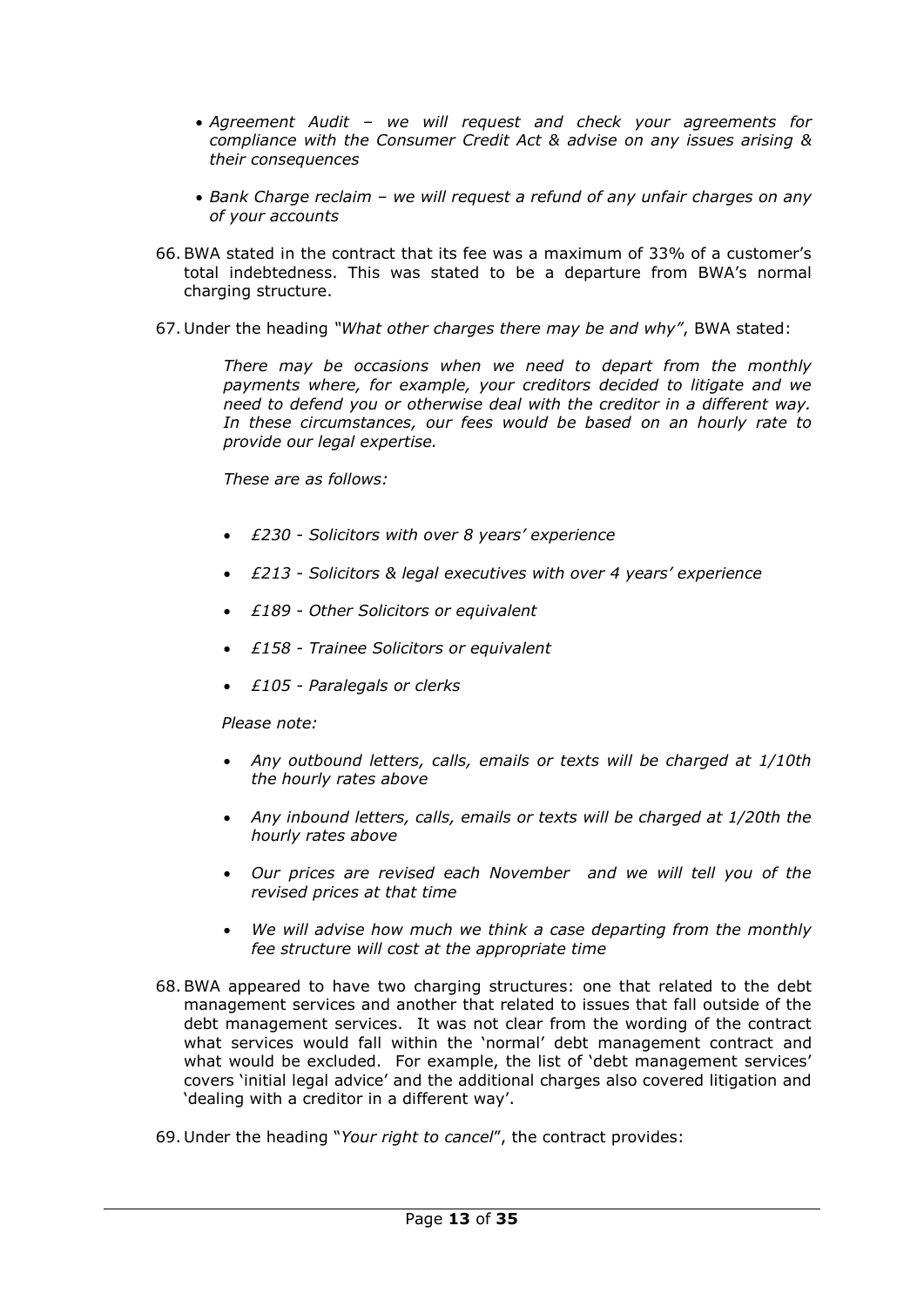- *Agreement Audit – we will request and check your agreements for compliance with the Consumer Credit Act & advise on any issues arising & their consequences*

- *Bank Charge reclaim – we will request a refund of any unfair charges on any of your accounts*

66. BWA stated in the contract that its fee was a maximum of 33% of a customer's total indebtedness. This was stated to be a departure from BWA's normal charging structure.

67. Under the heading *"What other charges there may be and why"*, BWA stated:

> *There may be occasions when we need to depart from the monthly payments where, for example, your creditors decided to litigate and we need to defend you or otherwise deal with the creditor in a different way. In these circumstances, our fees would be based on an hourly rate to provide our legal expertise.*
>
> *These are as follows:*
>
> - *£230 - Solicitors with over 8 years' experience*
> - *£213 - Solicitors & legal executives with over 4 years' experience*
> - *£189 - Other Solicitors or equivalent*
> - *£158 - Trainee Solicitors or equivalent*
> - *£105 - Paralegals or clerks*
>
> *Please note:*
>
> - *Any outbound letters, calls, emails or texts will be charged at 1/10th the hourly rates above*
> - *Any inbound letters, calls, emails or texts will be charged at 1/20th the hourly rates above*
> - *Our prices are revised each November and we will tell you of the revised prices at that time*
> - *We will advise how much we think a case departing from the monthly fee structure will cost at the appropriate time*

68. BWA appeared to have two charging structures: one that related to the debt management services and another that related to issues that fall outside of the debt management services. It was not clear from the wording of the contract what services would fall within the 'normal' debt management contract and what would be excluded. For example, the list of 'debt management services' covers 'initial legal advice' and the additional charges also covered litigation and 'dealing with a creditor in a different way'.

69. Under the heading "*Your right to cancel*", the contract provides: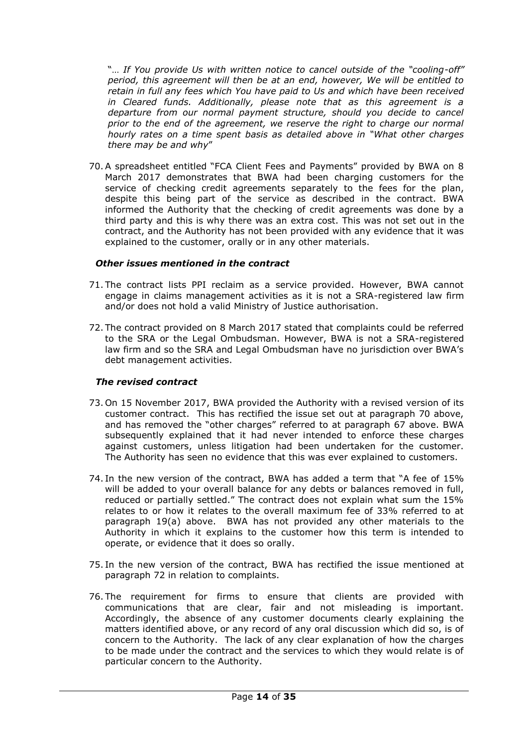"*… If You provide Us with written notice to cancel outside of the "cooling-off" period, this agreement will then be at an end, however, We will be entitled to retain in full any fees which You have paid to Us and which have been received in Cleared funds. Additionally, please note that as this agreement is a departure from our normal payment structure, should you decide to cancel prior to the end of the agreement, we reserve the right to charge our normal hourly rates on a time spent basis as detailed above in "What other charges there may be and why*"

70. A spreadsheet entitled "FCA Client Fees and Payments" provided by BWA on 8 March 2017 demonstrates that BWA had been charging customers for the service of checking credit agreements separately to the fees for the plan, despite this being part of the service as described in the contract. BWA informed the Authority that the checking of credit agreements was done by a third party and this is why there was an extra cost. This was not set out in the contract, and the Authority has not been provided with any evidence that it was explained to the customer, orally or in any other materials.

### *Other issues mentioned in the contract*

71. The contract lists PPI reclaim as a service provided. However, BWA cannot engage in claims management activities as it is not a SRA-registered law firm and/or does not hold a valid Ministry of Justice authorisation.

72. The contract provided on 8 March 2017 stated that complaints could be referred to the SRA or the Legal Ombudsman. However, BWA is not a SRA-registered law firm and so the SRA and Legal Ombudsman have no jurisdiction over BWA's debt management activities.

### *The revised contract*

73. On 15 November 2017, BWA provided the Authority with a revised version of its customer contract. This has rectified the issue set out at paragraph 70 above, and has removed the "other charges" referred to at paragraph 67 above. BWA subsequently explained that it had never intended to enforce these charges against customers, unless litigation had been undertaken for the customer. The Authority has seen no evidence that this was ever explained to customers.

74. In the new version of the contract, BWA has added a term that "A fee of 15% will be added to your overall balance for any debts or balances removed in full, reduced or partially settled." The contract does not explain what sum the 15% relates to or how it relates to the overall maximum fee of 33% referred to at paragraph 19(a) above. BWA has not provided any other materials to the Authority in which it explains to the customer how this term is intended to operate, or evidence that it does so orally.

75. In the new version of the contract, BWA has rectified the issue mentioned at paragraph 72 in relation to complaints.

76. The requirement for firms to ensure that clients are provided with communications that are clear, fair and not misleading is important. Accordingly, the absence of any customer documents clearly explaining the matters identified above, or any record of any oral discussion which did so, is of concern to the Authority. The lack of any clear explanation of how the charges to be made under the contract and the services to which they would relate is of particular concern to the Authority.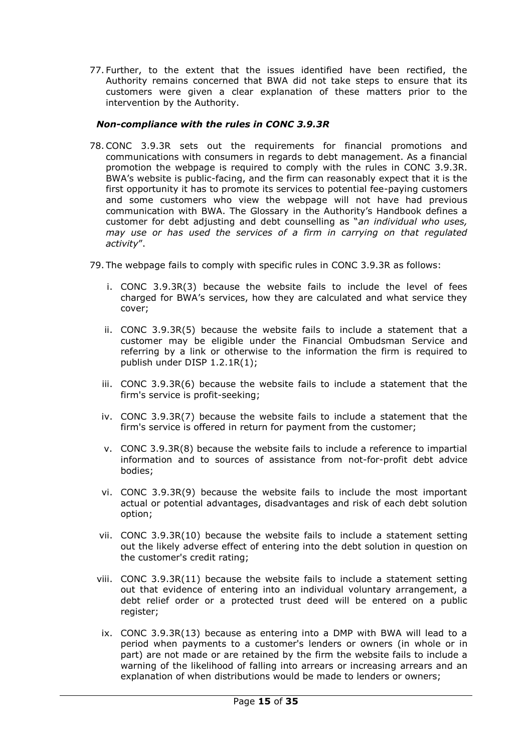77. Further, to the extent that the issues identified have been rectified, the Authority remains concerned that BWA did not take steps to ensure that its customers were given a clear explanation of these matters prior to the intervention by the Authority.

### *Non-compliance with the rules in CONC 3.9.3R*

78. CONC 3.9.3R sets out the requirements for financial promotions and communications with consumers in regards to debt management. As a financial promotion the webpage is required to comply with the rules in CONC 3.9.3R. BWA's website is public-facing, and the firm can reasonably expect that it is the first opportunity it has to promote its services to potential fee-paying customers and some customers who view the webpage will not have had previous communication with BWA. The Glossary in the Authority's Handbook defines a customer for debt adjusting and debt counselling as "*an individual who uses, may use or has used the services of a firm in carrying on that regulated activity*".

79. The webpage fails to comply with specific rules in CONC 3.9.3R as follows:

    i. CONC 3.9.3R(3) because the website fails to include the level of fees charged for BWA's services, how they are calculated and what service they cover;

    ii. CONC 3.9.3R(5) because the website fails to include a statement that a customer may be eligible under the Financial Ombudsman Service and referring by a link or otherwise to the information the firm is required to publish under DISP 1.2.1R(1);

    iii. CONC 3.9.3R(6) because the website fails to include a statement that the firm's service is profit-seeking;

    iv. CONC 3.9.3R(7) because the website fails to include a statement that the firm's service is offered in return for payment from the customer;

    v. CONC 3.9.3R(8) because the website fails to include a reference to impartial information and to sources of assistance from not-for-profit debt advice bodies;

    vi. CONC 3.9.3R(9) because the website fails to include the most important actual or potential advantages, disadvantages and risk of each debt solution option;

    vii. CONC 3.9.3R(10) because the website fails to include a statement setting out the likely adverse effect of entering into the debt solution in question on the customer's credit rating;

    viii. CONC 3.9.3R(11) because the website fails to include a statement setting out that evidence of entering into an individual voluntary arrangement, a debt relief order or a protected trust deed will be entered on a public register;

    ix. CONC 3.9.3R(13) because as entering into a DMP with BWA will lead to a period when payments to a customer's lenders or owners (in whole or in part) are not made or are retained by the firm the website fails to include a warning of the likelihood of falling into arrears or increasing arrears and an explanation of when distributions would be made to lenders or owners;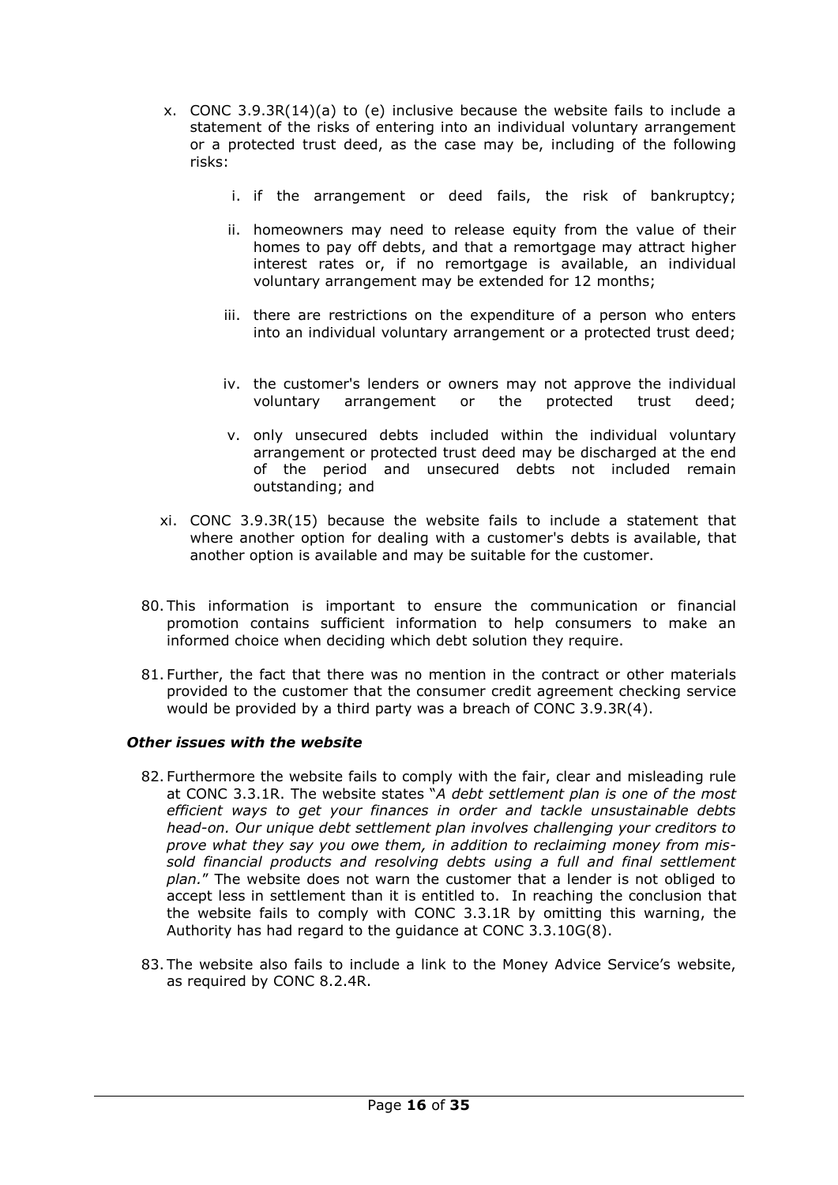x. CONC 3.9.3R(14)(a) to (e) inclusive because the website fails to include a statement of the risks of entering into an individual voluntary arrangement or a protected trust deed, as the case may be, including of the following risks:

   i. if the arrangement or deed fails, the risk of bankruptcy;

   ii. homeowners may need to release equity from the value of their homes to pay off debts, and that a remortgage may attract higher interest rates or, if no remortgage is available, an individual voluntary arrangement may be extended for 12 months;

   iii. there are restrictions on the expenditure of a person who enters into an individual voluntary arrangement or a protected trust deed;

   iv. the customer's lenders or owners may not approve the individual voluntary arrangement or the protected trust deed;

   v. only unsecured debts included within the individual voluntary arrangement or protected trust deed may be discharged at the end of the period and unsecured debts not included remain outstanding; and

xi. CONC 3.9.3R(15) because the website fails to include a statement that where another option for dealing with a customer's debts is available, that another option is available and may be suitable for the customer.

80. This information is important to ensure the communication or financial promotion contains sufficient information to help consumers to make an informed choice when deciding which debt solution they require.

81. Further, the fact that there was no mention in the contract or other materials provided to the customer that the consumer credit agreement checking service would be provided by a third party was a breach of CONC 3.9.3R(4).

### *Other issues with the website*

82. Furthermore the website fails to comply with the fair, clear and misleading rule at CONC 3.3.1R. The website states "*A debt settlement plan is one of the most efficient ways to get your finances in order and tackle unsustainable debts head-on. Our unique debt settlement plan involves challenging your creditors to prove what they say you owe them, in addition to reclaiming money from mis-sold financial products and resolving debts using a full and final settlement plan.*" The website does not warn the customer that a lender is not obliged to accept less in settlement than it is entitled to. In reaching the conclusion that the website fails to comply with CONC 3.3.1R by omitting this warning, the Authority has had regard to the guidance at CONC 3.3.10G(8).

83. The website also fails to include a link to the Money Advice Service's website, as required by CONC 8.2.4R.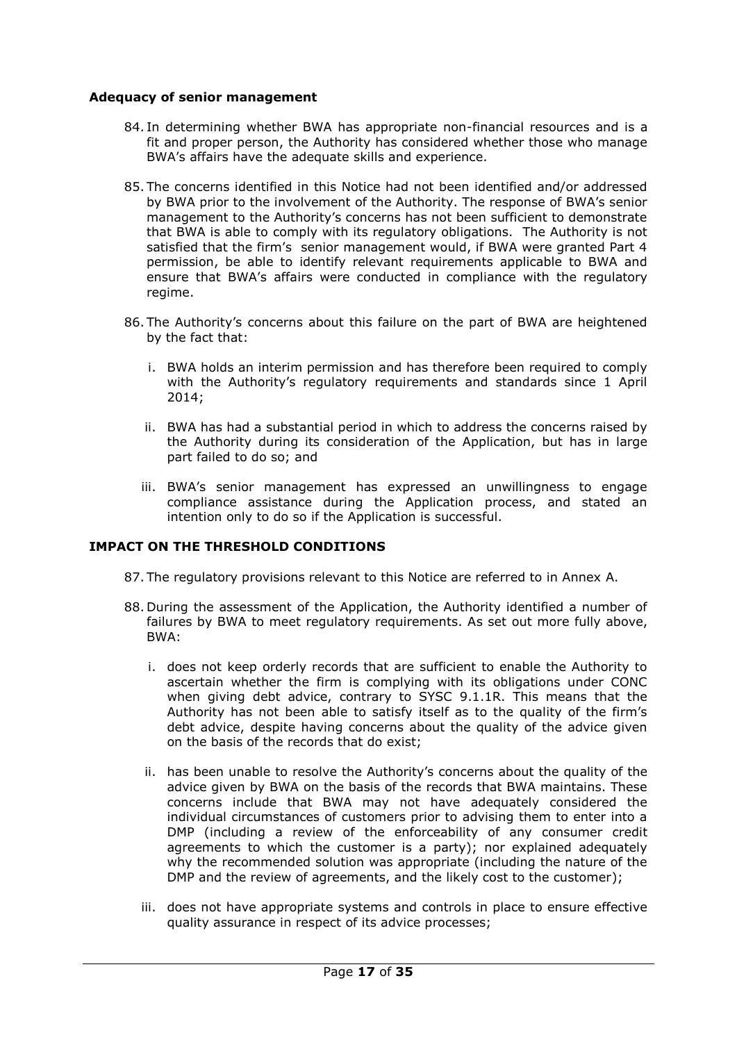**Adequacy of senior management**

84. In determining whether BWA has appropriate non-financial resources and is a fit and proper person, the Authority has considered whether those who manage BWA's affairs have the adequate skills and experience.

85. The concerns identified in this Notice had not been identified and/or addressed by BWA prior to the involvement of the Authority. The response of BWA's senior management to the Authority's concerns has not been sufficient to demonstrate that BWA is able to comply with its regulatory obligations. The Authority is not satisfied that the firm's senior management would, if BWA were granted Part 4 permission, be able to identify relevant requirements applicable to BWA and ensure that BWA's affairs were conducted in compliance with the regulatory regime.

86. The Authority's concerns about this failure on the part of BWA are heightened by the fact that:

    i. BWA holds an interim permission and has therefore been required to comply with the Authority's regulatory requirements and standards since 1 April 2014;

    ii. BWA has had a substantial period in which to address the concerns raised by the Authority during its consideration of the Application, but has in large part failed to do so; and

    iii. BWA's senior management has expressed an unwillingness to engage compliance assistance during the Application process, and stated an intention only to do so if the Application is successful.

## IMPACT ON THE THRESHOLD CONDITIONS

87. The regulatory provisions relevant to this Notice are referred to in Annex A.

88. During the assessment of the Application, the Authority identified a number of failures by BWA to meet regulatory requirements. As set out more fully above, BWA:

    i. does not keep orderly records that are sufficient to enable the Authority to ascertain whether the firm is complying with its obligations under CONC when giving debt advice, contrary to SYSC 9.1.1R. This means that the Authority has not been able to satisfy itself as to the quality of the firm's debt advice, despite having concerns about the quality of the advice given on the basis of the records that do exist;

    ii. has been unable to resolve the Authority's concerns about the quality of the advice given by BWA on the basis of the records that BWA maintains. These concerns include that BWA may not have adequately considered the individual circumstances of customers prior to advising them to enter into a DMP (including a review of the enforceability of any consumer credit agreements to which the customer is a party); nor explained adequately why the recommended solution was appropriate (including the nature of the DMP and the review of agreements, and the likely cost to the customer);

    iii. does not have appropriate systems and controls in place to ensure effective quality assurance in respect of its advice processes;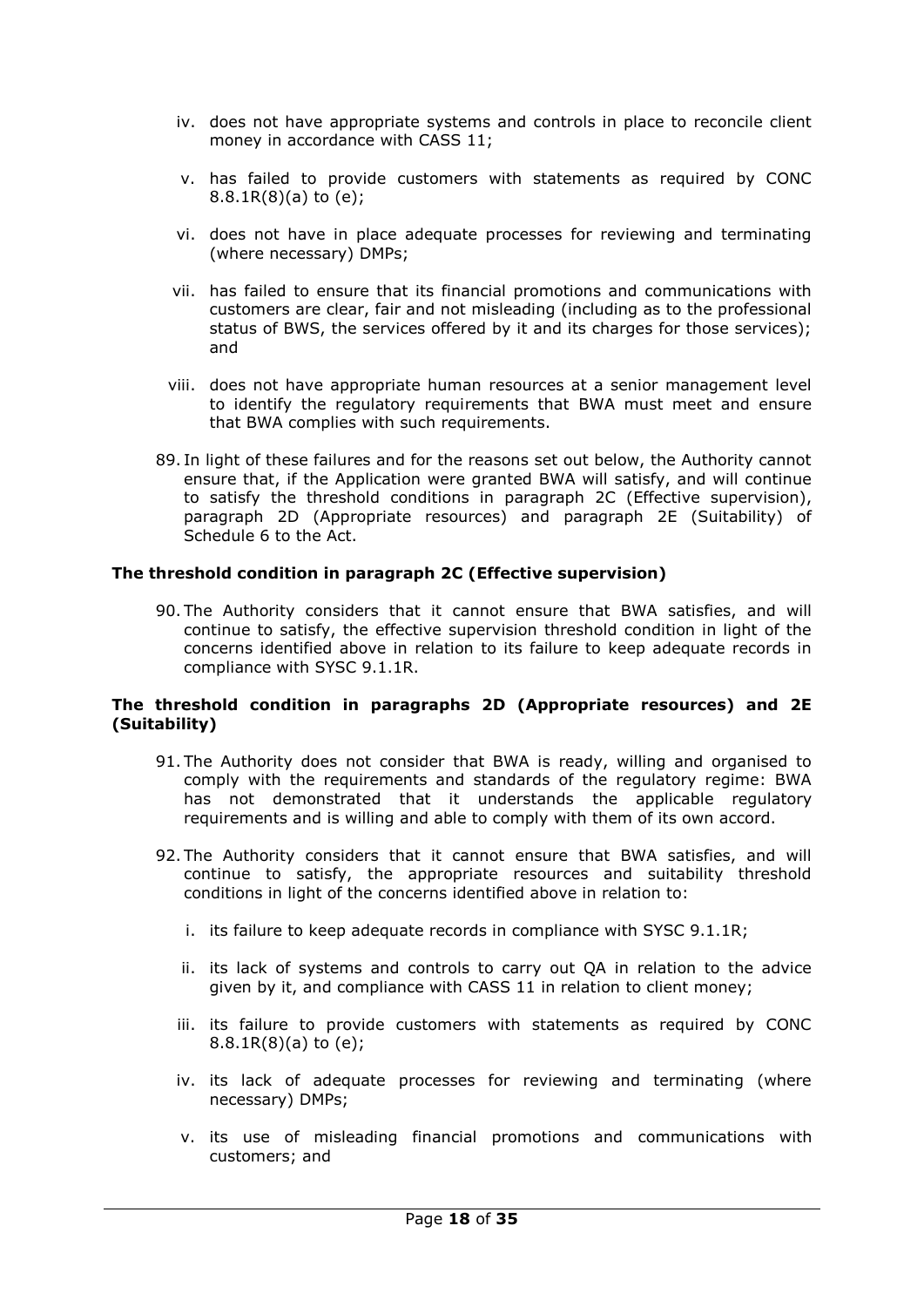- iv. does not have appropriate systems and controls in place to reconcile client money in accordance with CASS 11;
- v. has failed to provide customers with statements as required by CONC 8.8.1R(8)(a) to (e);
- vi. does not have in place adequate processes for reviewing and terminating (where necessary) DMPs;
- vii. has failed to ensure that its financial promotions and communications with customers are clear, fair and not misleading (including as to the professional status of BWS, the services offered by it and its charges for those services); and
- viii. does not have appropriate human resources at a senior management level to identify the regulatory requirements that BWA must meet and ensure that BWA complies with such requirements.

89. In light of these failures and for the reasons set out below, the Authority cannot ensure that, if the Application were granted BWA will satisfy, and will continue to satisfy the threshold conditions in paragraph 2C (Effective supervision), paragraph 2D (Appropriate resources) and paragraph 2E (Suitability) of Schedule 6 to the Act.

**The threshold condition in paragraph 2C (Effective supervision)**

90. The Authority considers that it cannot ensure that BWA satisfies, and will continue to satisfy, the effective supervision threshold condition in light of the concerns identified above in relation to its failure to keep adequate records in compliance with SYSC 9.1.1R.

**The threshold condition in paragraphs 2D (Appropriate resources) and 2E (Suitability)**

91. The Authority does not consider that BWA is ready, willing and organised to comply with the requirements and standards of the regulatory regime: BWA has not demonstrated that it understands the applicable regulatory requirements and is willing and able to comply with them of its own accord.

92. The Authority considers that it cannot ensure that BWA satisfies, and will continue to satisfy, the appropriate resources and suitability threshold conditions in light of the concerns identified above in relation to:

- i. its failure to keep adequate records in compliance with SYSC 9.1.1R;
- ii. its lack of systems and controls to carry out QA in relation to the advice given by it, and compliance with CASS 11 in relation to client money;
- iii. its failure to provide customers with statements as required by CONC 8.8.1R(8)(a) to (e);
- iv. its lack of adequate processes for reviewing and terminating (where necessary) DMPs;
- v. its use of misleading financial promotions and communications with customers; and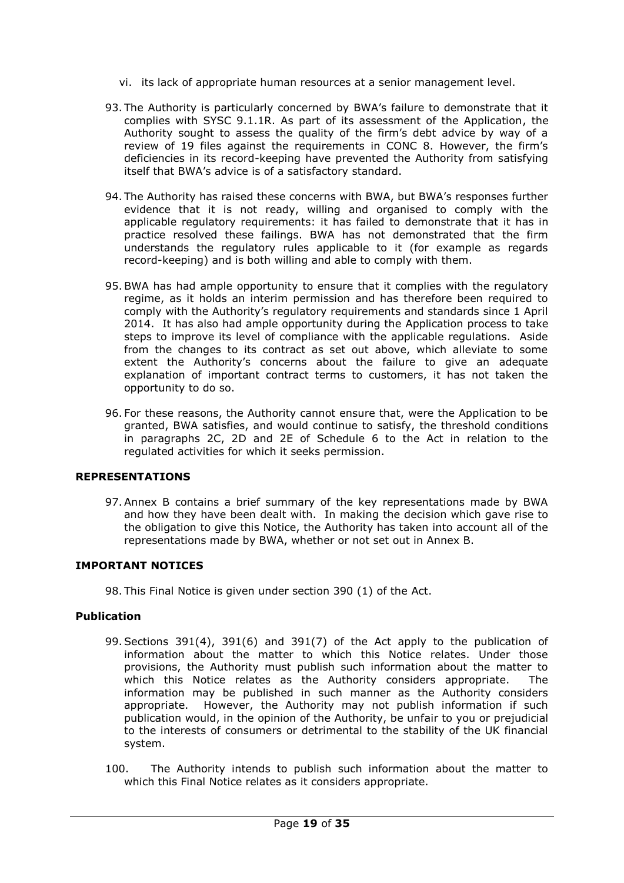vi. its lack of appropriate human resources at a senior management level.

93. The Authority is particularly concerned by BWA's failure to demonstrate that it complies with SYSC 9.1.1R. As part of its assessment of the Application, the Authority sought to assess the quality of the firm's debt advice by way of a review of 19 files against the requirements in CONC 8. However, the firm's deficiencies in its record-keeping have prevented the Authority from satisfying itself that BWA's advice is of a satisfactory standard.

94. The Authority has raised these concerns with BWA, but BWA's responses further evidence that it is not ready, willing and organised to comply with the applicable regulatory requirements: it has failed to demonstrate that it has in practice resolved these failings. BWA has not demonstrated that the firm understands the regulatory rules applicable to it (for example as regards record-keeping) and is both willing and able to comply with them.

95. BWA has had ample opportunity to ensure that it complies with the regulatory regime, as it holds an interim permission and has therefore been required to comply with the Authority's regulatory requirements and standards since 1 April 2014. It has also had ample opportunity during the Application process to take steps to improve its level of compliance with the applicable regulations. Aside from the changes to its contract as set out above, which alleviate to some extent the Authority's concerns about the failure to give an adequate explanation of important contract terms to customers, it has not taken the opportunity to do so.

96. For these reasons, the Authority cannot ensure that, were the Application to be granted, BWA satisfies, and would continue to satisfy, the threshold conditions in paragraphs 2C, 2D and 2E of Schedule 6 to the Act in relation to the regulated activities for which it seeks permission.

## REPRESENTATIONS

97. Annex B contains a brief summary of the key representations made by BWA and how they have been dealt with. In making the decision which gave rise to the obligation to give this Notice, the Authority has taken into account all of the representations made by BWA, whether or not set out in Annex B.

## IMPORTANT NOTICES

98. This Final Notice is given under section 390 (1) of the Act.

### Publication

99. Sections 391(4), 391(6) and 391(7) of the Act apply to the publication of information about the matter to which this Notice relates. Under those provisions, the Authority must publish such information about the matter to which this Notice relates as the Authority considers appropriate. The information may be published in such manner as the Authority considers appropriate. However, the Authority may not publish information if such publication would, in the opinion of the Authority, be unfair to you or prejudicial to the interests of consumers or detrimental to the stability of the UK financial system.

100. The Authority intends to publish such information about the matter to which this Final Notice relates as it considers appropriate.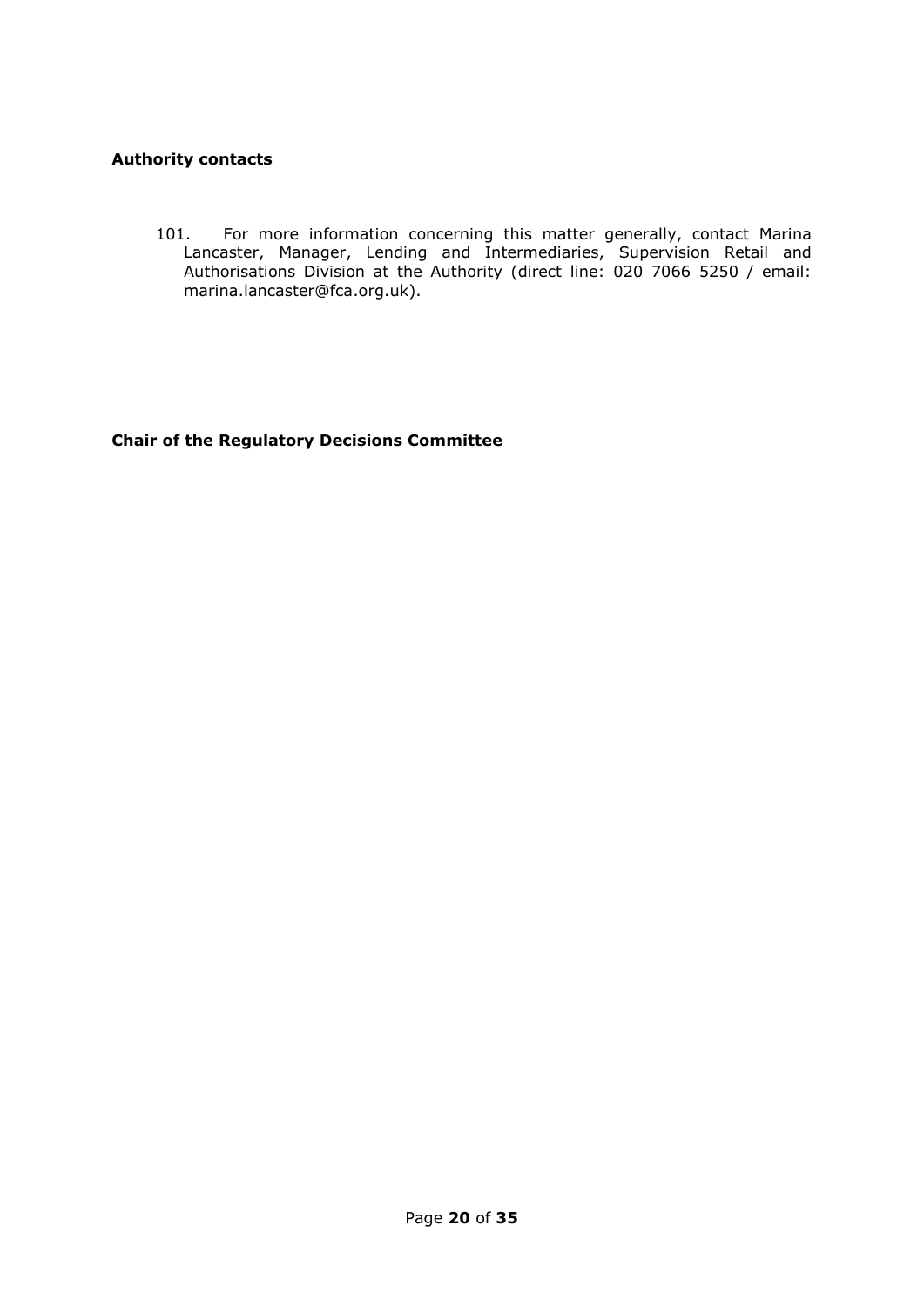**Authority contacts**

101. For more information concerning this matter generally, contact Marina Lancaster, Manager, Lending and Intermediaries, Supervision Retail and Authorisations Division at the Authority (direct line: 020 7066 5250 / email: marina.lancaster@fca.org.uk).

**Chair of the Regulatory Decisions Committee**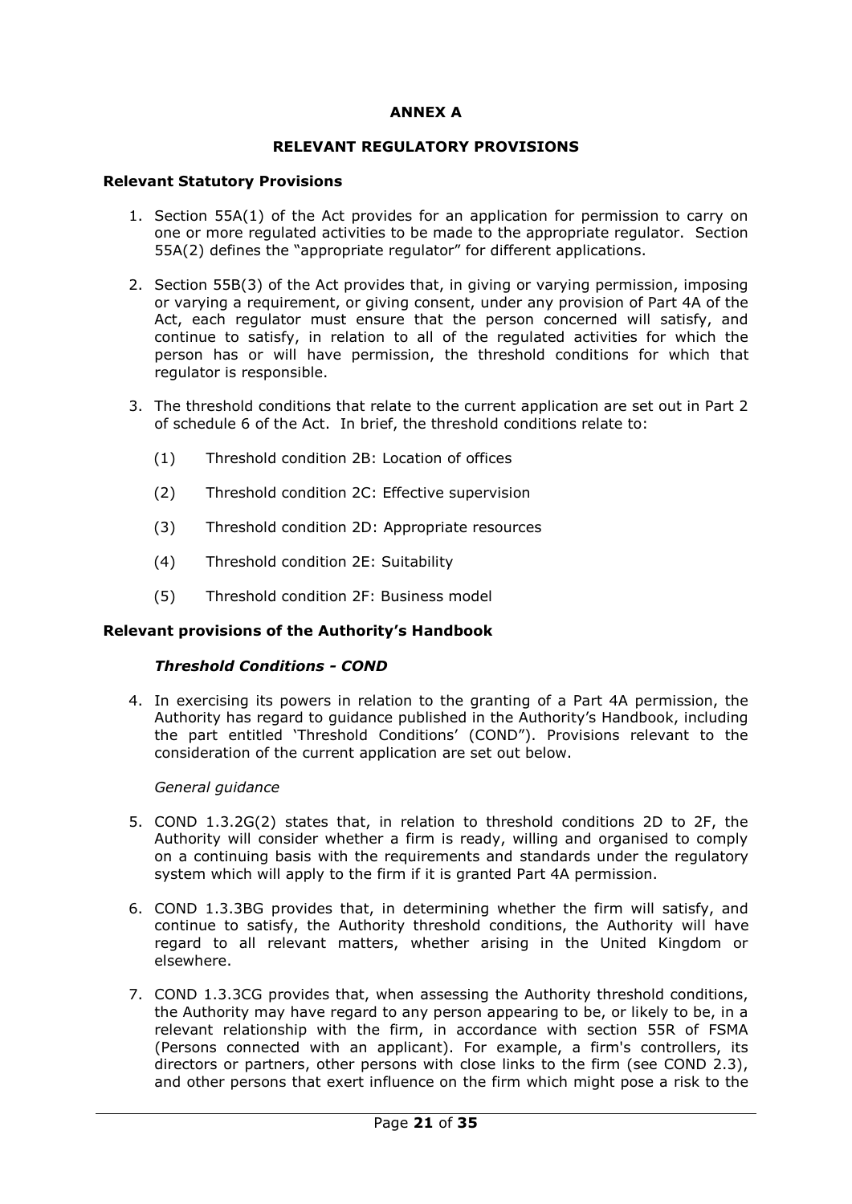# ANNEX A

## RELEVANT REGULATORY PROVISIONS

### Relevant Statutory Provisions

1. Section 55A(1) of the Act provides for an application for permission to carry on one or more regulated activities to be made to the appropriate regulator. Section 55A(2) defines the "appropriate regulator" for different applications.

2. Section 55B(3) of the Act provides that, in giving or varying permission, imposing or varying a requirement, or giving consent, under any provision of Part 4A of the Act, each regulator must ensure that the person concerned will satisfy, and continue to satisfy, in relation to all of the regulated activities for which the person has or will have permission, the threshold conditions for which that regulator is responsible.

3. The threshold conditions that relate to the current application are set out in Part 2 of schedule 6 of the Act. In brief, the threshold conditions relate to:

   (1) Threshold condition 2B: Location of offices

   (2) Threshold condition 2C: Effective supervision

   (3) Threshold condition 2D: Appropriate resources

   (4) Threshold condition 2E: Suitability

   (5) Threshold condition 2F: Business model

### Relevant provisions of the Authority's Handbook

#### *Threshold Conditions - COND*

4. In exercising its powers in relation to the granting of a Part 4A permission, the Authority has regard to guidance published in the Authority's Handbook, including the part entitled 'Threshold Conditions' (COND"). Provisions relevant to the consideration of the current application are set out below.

*General guidance*

5. COND 1.3.2G(2) states that, in relation to threshold conditions 2D to 2F, the Authority will consider whether a firm is ready, willing and organised to comply on a continuing basis with the requirements and standards under the regulatory system which will apply to the firm if it is granted Part 4A permission.

6. COND 1.3.3BG provides that, in determining whether the firm will satisfy, and continue to satisfy, the Authority threshold conditions, the Authority will have regard to all relevant matters, whether arising in the United Kingdom or elsewhere.

7. COND 1.3.3CG provides that, when assessing the Authority threshold conditions, the Authority may have regard to any person appearing to be, or likely to be, in a relevant relationship with the firm, in accordance with section 55R of FSMA (Persons connected with an applicant). For example, a firm's controllers, its directors or partners, other persons with close links to the firm (see COND 2.3), and other persons that exert influence on the firm which might pose a risk to the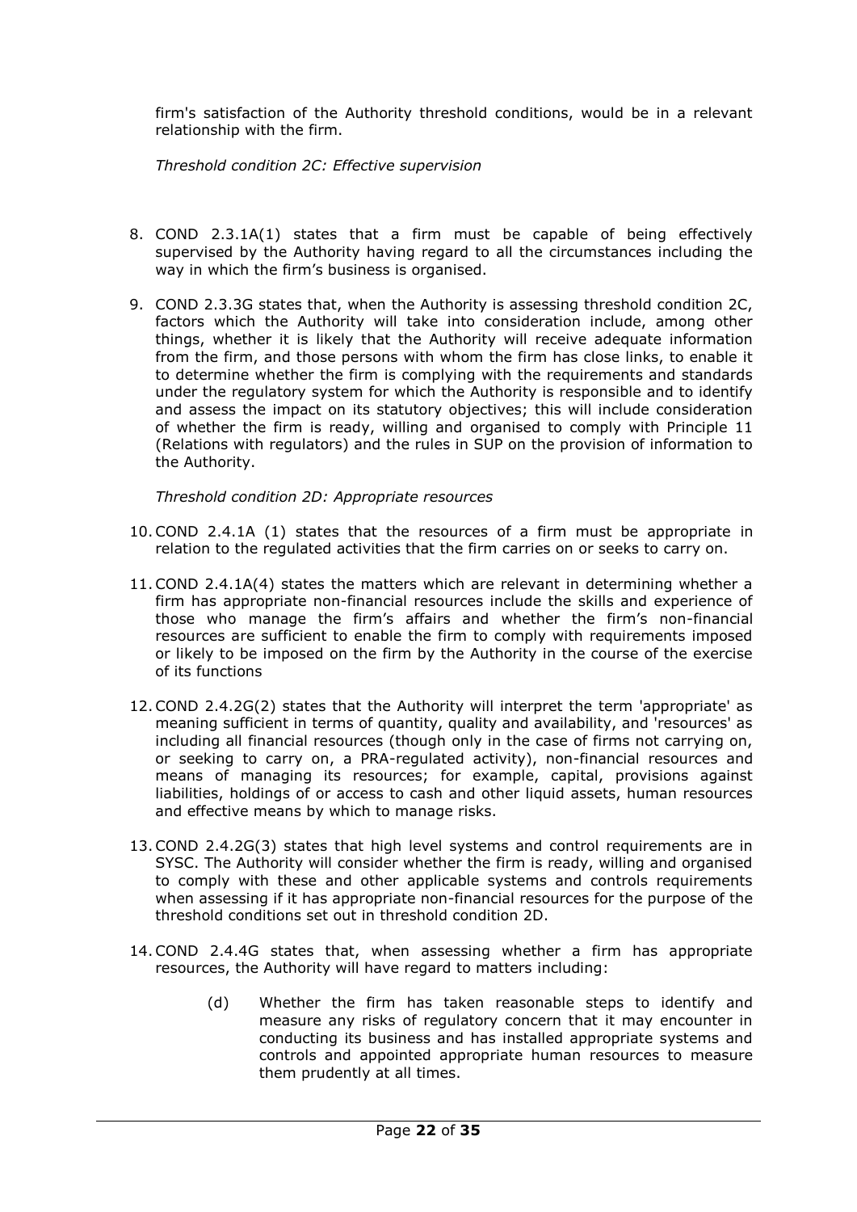firm's satisfaction of the Authority threshold conditions, would be in a relevant relationship with the firm.

*Threshold condition 2C: Effective supervision*

8. COND 2.3.1A(1) states that a firm must be capable of being effectively supervised by the Authority having regard to all the circumstances including the way in which the firm's business is organised.

9. COND 2.3.3G states that, when the Authority is assessing threshold condition 2C, factors which the Authority will take into consideration include, among other things, whether it is likely that the Authority will receive adequate information from the firm, and those persons with whom the firm has close links, to enable it to determine whether the firm is complying with the requirements and standards under the regulatory system for which the Authority is responsible and to identify and assess the impact on its statutory objectives; this will include consideration of whether the firm is ready, willing and organised to comply with Principle 11 (Relations with regulators) and the rules in SUP on the provision of information to the Authority.

*Threshold condition 2D: Appropriate resources*

10. COND 2.4.1A (1) states that the resources of a firm must be appropriate in relation to the regulated activities that the firm carries on or seeks to carry on.

11. COND 2.4.1A(4) states the matters which are relevant in determining whether a firm has appropriate non-financial resources include the skills and experience of those who manage the firm's affairs and whether the firm's non-financial resources are sufficient to enable the firm to comply with requirements imposed or likely to be imposed on the firm by the Authority in the course of the exercise of its functions

12. COND 2.4.2G(2) states that the Authority will interpret the term 'appropriate' as meaning sufficient in terms of quantity, quality and availability, and 'resources' as including all financial resources (though only in the case of firms not carrying on, or seeking to carry on, a PRA-regulated activity), non-financial resources and means of managing its resources; for example, capital, provisions against liabilities, holdings of or access to cash and other liquid assets, human resources and effective means by which to manage risks.

13. COND 2.4.2G(3) states that high level systems and control requirements are in SYSC. The Authority will consider whether the firm is ready, willing and organised to comply with these and other applicable systems and controls requirements when assessing if it has appropriate non-financial resources for the purpose of the threshold conditions set out in threshold condition 2D.

14. COND 2.4.4G states that, when assessing whether a firm has appropriate resources, the Authority will have regard to matters including:

    (d) Whether the firm has taken reasonable steps to identify and measure any risks of regulatory concern that it may encounter in conducting its business and has installed appropriate systems and controls and appointed appropriate human resources to measure them prudently at all times.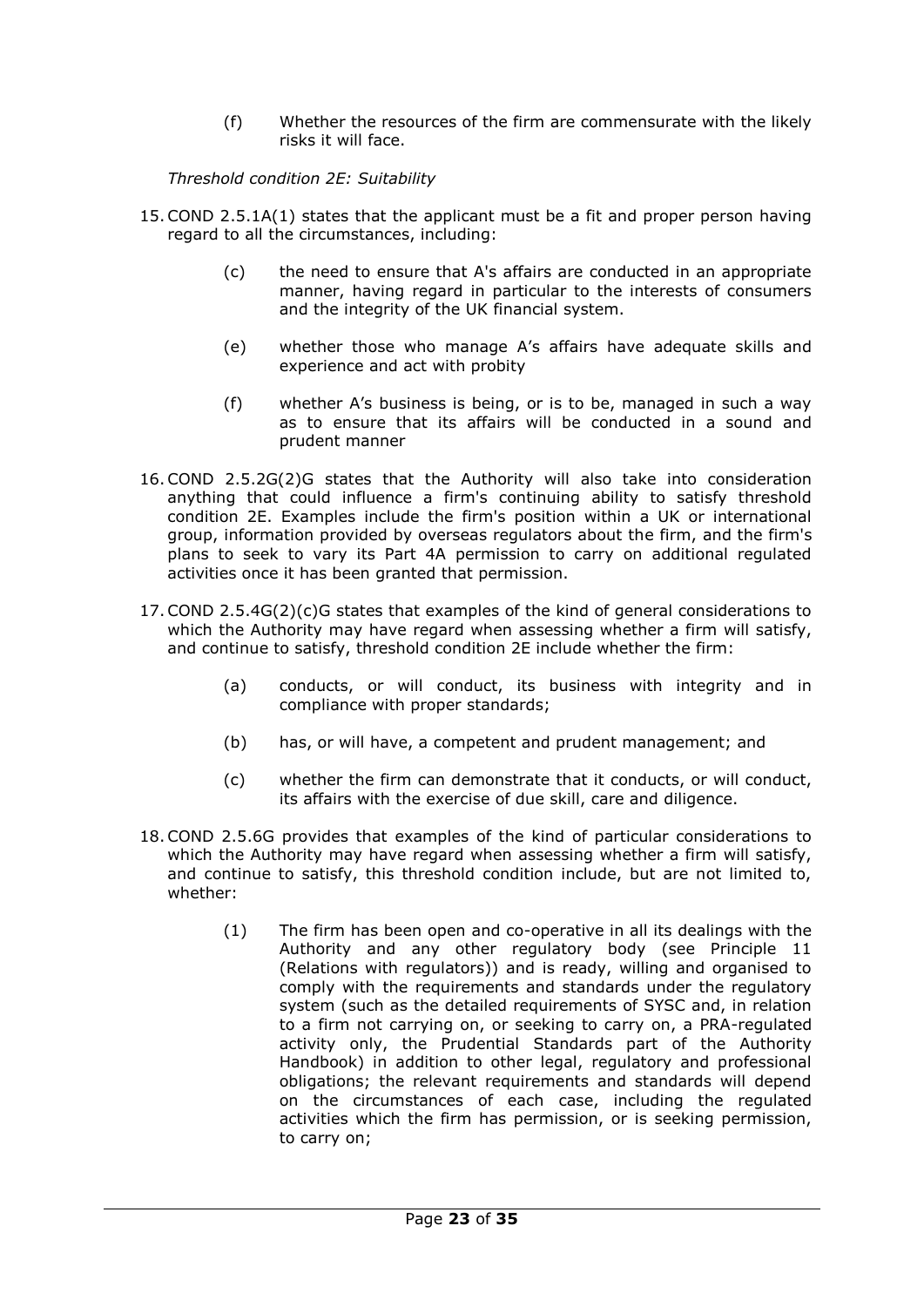(f) Whether the resources of the firm are commensurate with the likely risks it will face.

*Threshold condition 2E: Suitability*

15. COND 2.5.1A(1) states that the applicant must be a fit and proper person having regard to all the circumstances, including:

    (c) the need to ensure that A's affairs are conducted in an appropriate manner, having regard in particular to the interests of consumers and the integrity of the UK financial system.

    (e) whether those who manage A's affairs have adequate skills and experience and act with probity

    (f) whether A's business is being, or is to be, managed in such a way as to ensure that its affairs will be conducted in a sound and prudent manner

16. COND 2.5.2G(2)G states that the Authority will also take into consideration anything that could influence a firm's continuing ability to satisfy threshold condition 2E. Examples include the firm's position within a UK or international group, information provided by overseas regulators about the firm, and the firm's plans to seek to vary its Part 4A permission to carry on additional regulated activities once it has been granted that permission.

17. COND 2.5.4G(2)(c)G states that examples of the kind of general considerations to which the Authority may have regard when assessing whether a firm will satisfy, and continue to satisfy, threshold condition 2E include whether the firm:

    (a) conducts, or will conduct, its business with integrity and in compliance with proper standards;

    (b) has, or will have, a competent and prudent management; and

    (c) whether the firm can demonstrate that it conducts, or will conduct, its affairs with the exercise of due skill, care and diligence.

18. COND 2.5.6G provides that examples of the kind of particular considerations to which the Authority may have regard when assessing whether a firm will satisfy, and continue to satisfy, this threshold condition include, but are not limited to, whether:

    (1) The firm has been open and co-operative in all its dealings with the Authority and any other regulatory body (see Principle 11 (Relations with regulators)) and is ready, willing and organised to comply with the requirements and standards under the regulatory system (such as the detailed requirements of SYSC and, in relation to a firm not carrying on, or seeking to carry on, a PRA-regulated activity only, the Prudential Standards part of the Authority Handbook) in addition to other legal, regulatory and professional obligations; the relevant requirements and standards will depend on the circumstances of each case, including the regulated activities which the firm has permission, or is seeking permission, to carry on;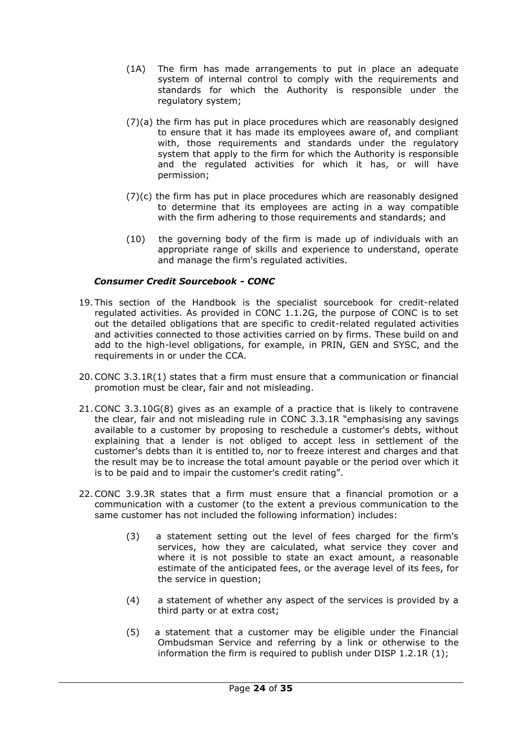(1A) The firm has made arrangements to put in place an adequate system of internal control to comply with the requirements and standards for which the Authority is responsible under the regulatory system;

(7)(a) the firm has put in place procedures which are reasonably designed to ensure that it has made its employees aware of, and compliant with, those requirements and standards under the regulatory system that apply to the firm for which the Authority is responsible and the regulated activities for which it has, or will have permission;

(7)(c) the firm has put in place procedures which are reasonably designed to determine that its employees are acting in a way compatible with the firm adhering to those requirements and standards; and

(10) the governing body of the firm is made up of individuals with an appropriate range of skills and experience to understand, operate and manage the firm's regulated activities.

### *Consumer Credit Sourcebook - CONC*

19. This section of the Handbook is the specialist sourcebook for credit-related regulated activities. As provided in CONC 1.1.2G, the purpose of CONC is to set out the detailed obligations that are specific to credit-related regulated activities and activities connected to those activities carried on by firms. These build on and add to the high-level obligations, for example, in PRIN, GEN and SYSC, and the requirements in or under the CCA.

20. CONC 3.3.1R(1) states that a firm must ensure that a communication or financial promotion must be clear, fair and not misleading.

21. CONC 3.3.10G(8) gives as an example of a practice that is likely to contravene the clear, fair and not misleading rule in CONC 3.3.1R "emphasising any savings available to a customer by proposing to reschedule a customer's debts, without explaining that a lender is not obliged to accept less in settlement of the customer's debts than it is entitled to, nor to freeze interest and charges and that the result may be to increase the total amount payable or the period over which it is to be paid and to impair the customer's credit rating".

22. CONC 3.9.3R states that a firm must ensure that a financial promotion or a communication with a customer (to the extent a previous communication to the same customer has not included the following information) includes:

    (3) a statement setting out the level of fees charged for the firm's services, how they are calculated, what service they cover and where it is not possible to state an exact amount, a reasonable estimate of the anticipated fees, or the average level of its fees, for the service in question;

    (4) a statement of whether any aspect of the services is provided by a third party or at extra cost;

    (5) a statement that a customer may be eligible under the Financial Ombudsman Service and referring by a link or otherwise to the information the firm is required to publish under DISP 1.2.1R (1);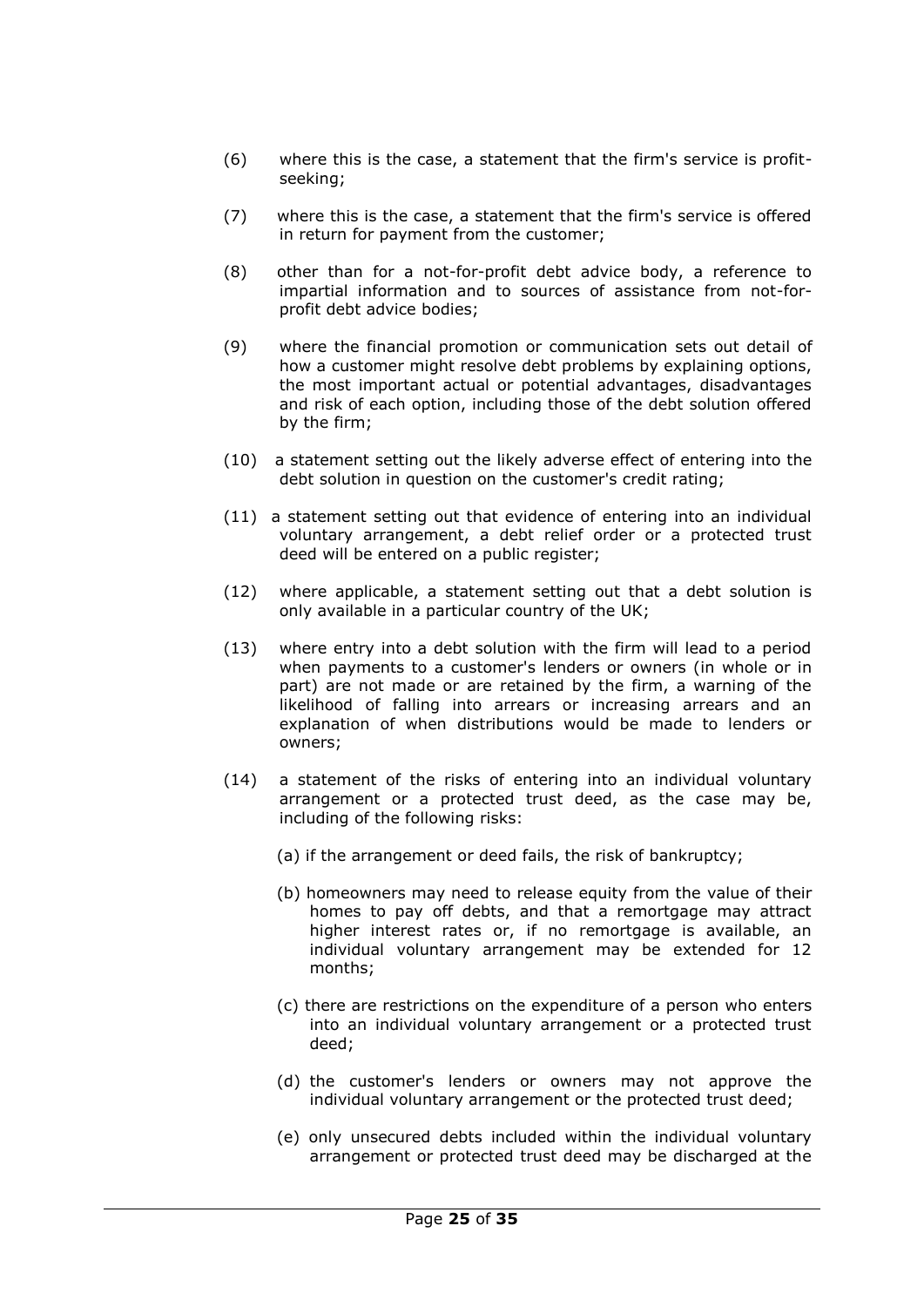(6) where this is the case, a statement that the firm's service is profit-seeking;

(7) where this is the case, a statement that the firm's service is offered in return for payment from the customer;

(8) other than for a not-for-profit debt advice body, a reference to impartial information and to sources of assistance from not-for-profit debt advice bodies;

(9) where the financial promotion or communication sets out detail of how a customer might resolve debt problems by explaining options, the most important actual or potential advantages, disadvantages and risk of each option, including those of the debt solution offered by the firm;

(10) a statement setting out the likely adverse effect of entering into the debt solution in question on the customer's credit rating;

(11) a statement setting out that evidence of entering into an individual voluntary arrangement, a debt relief order or a protected trust deed will be entered on a public register;

(12) where applicable, a statement setting out that a debt solution is only available in a particular country of the UK;

(13) where entry into a debt solution with the firm will lead to a period when payments to a customer's lenders or owners (in whole or in part) are not made or are retained by the firm, a warning of the likelihood of falling into arrears or increasing arrears and an explanation of when distributions would be made to lenders or owners;

(14) a statement of the risks of entering into an individual voluntary arrangement or a protected trust deed, as the case may be, including of the following risks:

   (a) if the arrangement or deed fails, the risk of bankruptcy;

   (b) homeowners may need to release equity from the value of their homes to pay off debts, and that a remortgage may attract higher interest rates or, if no remortgage is available, an individual voluntary arrangement may be extended for 12 months;

   (c) there are restrictions on the expenditure of a person who enters into an individual voluntary arrangement or a protected trust deed;

   (d) the customer's lenders or owners may not approve the individual voluntary arrangement or the protected trust deed;

   (e) only unsecured debts included within the individual voluntary arrangement or protected trust deed may be discharged at the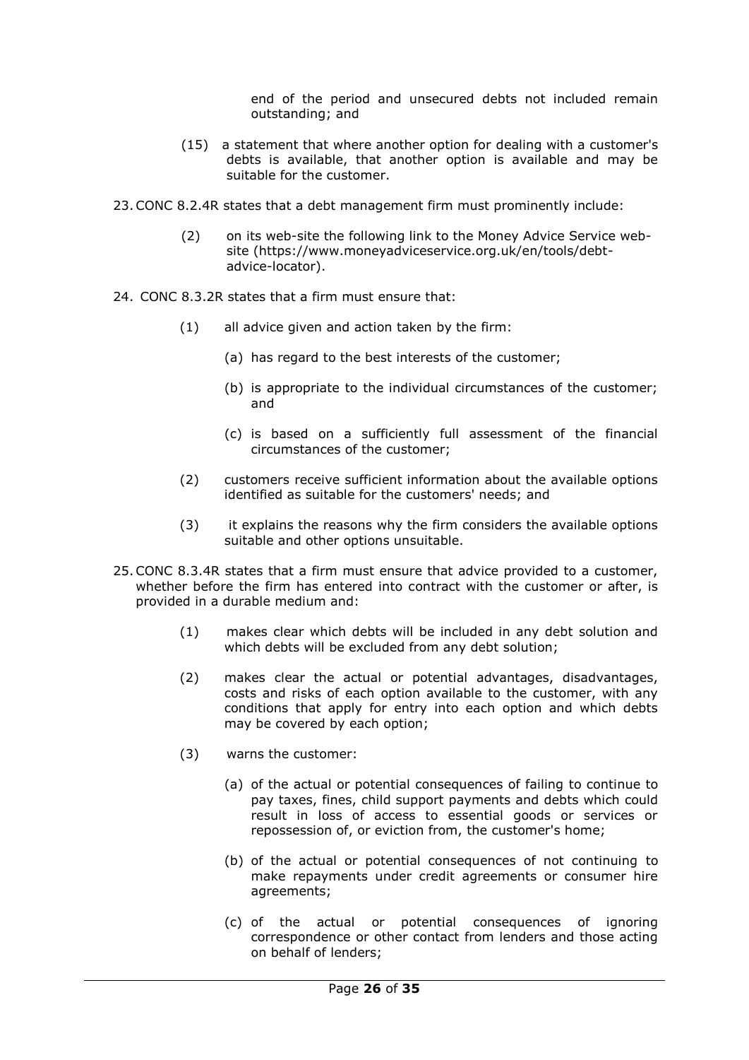end of the period and unsecured debts not included remain outstanding; and

(15) a statement that where another option for dealing with a customer's debts is available, that another option is available and may be suitable for the customer.

23. CONC 8.2.4R states that a debt management firm must prominently include:

(2) on its web-site the following link to the Money Advice Service web-site (https://www.moneyadviceservice.org.uk/en/tools/debt-advice-locator).

24. CONC 8.3.2R states that a firm must ensure that:

(1) all advice given and action taken by the firm:

(a) has regard to the best interests of the customer;

(b) is appropriate to the individual circumstances of the customer; and

(c) is based on a sufficiently full assessment of the financial circumstances of the customer;

(2) customers receive sufficient information about the available options identified as suitable for the customers' needs; and

(3) it explains the reasons why the firm considers the available options suitable and other options unsuitable.

25. CONC 8.3.4R states that a firm must ensure that advice provided to a customer, whether before the firm has entered into contract with the customer or after, is provided in a durable medium and:

(1) makes clear which debts will be included in any debt solution and which debts will be excluded from any debt solution;

(2) makes clear the actual or potential advantages, disadvantages, costs and risks of each option available to the customer, with any conditions that apply for entry into each option and which debts may be covered by each option;

(3) warns the customer:

(a) of the actual or potential consequences of failing to continue to pay taxes, fines, child support payments and debts which could result in loss of access to essential goods or services or repossession of, or eviction from, the customer's home;

(b) of the actual or potential consequences of not continuing to make repayments under credit agreements or consumer hire agreements;

(c) of the actual or potential consequences of ignoring correspondence or other contact from lenders and those acting on behalf of lenders;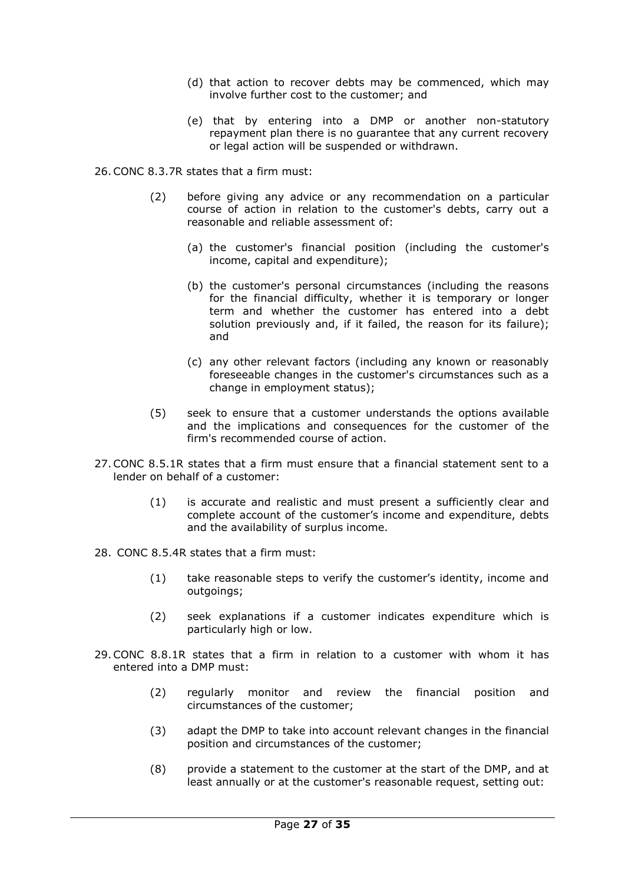(d) that action to recover debts may be commenced, which may involve further cost to the customer; and

(e) that by entering into a DMP or another non-statutory repayment plan there is no guarantee that any current recovery or legal action will be suspended or withdrawn.

26. CONC 8.3.7R states that a firm must:

> (2) before giving any advice or any recommendation on a particular course of action in relation to the customer's debts, carry out a reasonable and reliable assessment of:
>
> > (a) the customer's financial position (including the customer's income, capital and expenditure);
> >
> > (b) the customer's personal circumstances (including the reasons for the financial difficulty, whether it is temporary or longer term and whether the customer has entered into a debt solution previously and, if it failed, the reason for its failure); and
> >
> > (c) any other relevant factors (including any known or reasonably foreseeable changes in the customer's circumstances such as a change in employment status);
>
> (5) seek to ensure that a customer understands the options available and the implications and consequences for the customer of the firm's recommended course of action.

27. CONC 8.5.1R states that a firm must ensure that a financial statement sent to a lender on behalf of a customer:

> (1) is accurate and realistic and must present a sufficiently clear and complete account of the customer's income and expenditure, debts and the availability of surplus income.

28. CONC 8.5.4R states that a firm must:

> (1) take reasonable steps to verify the customer's identity, income and outgoings;
>
> (2) seek explanations if a customer indicates expenditure which is particularly high or low.

29. CONC 8.8.1R states that a firm in relation to a customer with whom it has entered into a DMP must:

> (2) regularly monitor and review the financial position and circumstances of the customer;
>
> (3) adapt the DMP to take into account relevant changes in the financial position and circumstances of the customer;
>
> (8) provide a statement to the customer at the start of the DMP, and at least annually or at the customer's reasonable request, setting out: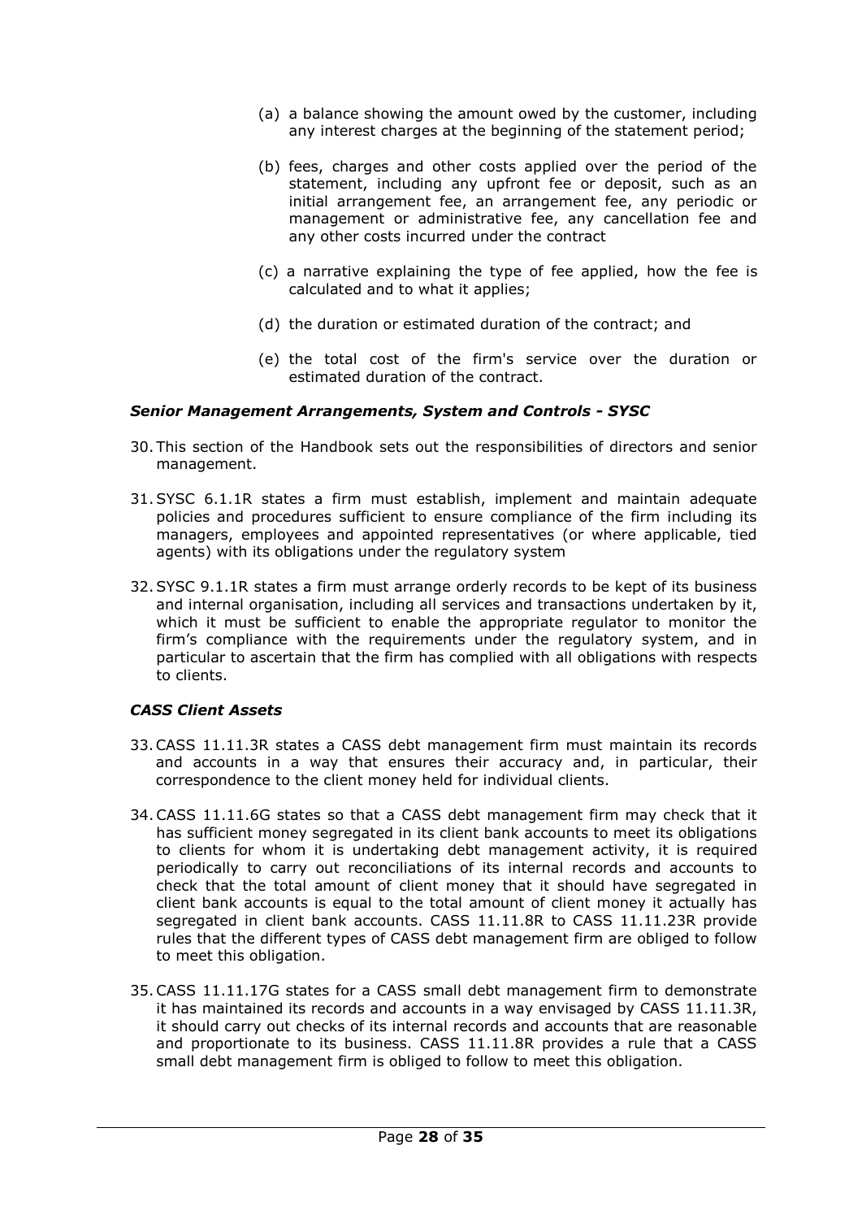(a) a balance showing the amount owed by the customer, including any interest charges at the beginning of the statement period;

(b) fees, charges and other costs applied over the period of the statement, including any upfront fee or deposit, such as an initial arrangement fee, an arrangement fee, any periodic or management or administrative fee, any cancellation fee and any other costs incurred under the contract

(c) a narrative explaining the type of fee applied, how the fee is calculated and to what it applies;

(d) the duration or estimated duration of the contract; and

(e) the total cost of the firm's service over the duration or estimated duration of the contract.

***Senior Management Arrangements, System and Controls - SYSC***

30. This section of the Handbook sets out the responsibilities of directors and senior management.

31. SYSC 6.1.1R states a firm must establish, implement and maintain adequate policies and procedures sufficient to ensure compliance of the firm including its managers, employees and appointed representatives (or where applicable, tied agents) with its obligations under the regulatory system

32. SYSC 9.1.1R states a firm must arrange orderly records to be kept of its business and internal organisation, including all services and transactions undertaken by it, which it must be sufficient to enable the appropriate regulator to monitor the firm's compliance with the requirements under the regulatory system, and in particular to ascertain that the firm has complied with all obligations with respects to clients.

***CASS Client Assets***

33. CASS 11.11.3R states a CASS debt management firm must maintain its records and accounts in a way that ensures their accuracy and, in particular, their correspondence to the client money held for individual clients.

34. CASS 11.11.6G states so that a CASS debt management firm may check that it has sufficient money segregated in its client bank accounts to meet its obligations to clients for whom it is undertaking debt management activity, it is required periodically to carry out reconciliations of its internal records and accounts to check that the total amount of client money that it should have segregated in client bank accounts is equal to the total amount of client money it actually has segregated in client bank accounts. CASS 11.11.8R to CASS 11.11.23R provide rules that the different types of CASS debt management firm are obliged to follow to meet this obligation.

35. CASS 11.11.17G states for a CASS small debt management firm to demonstrate it has maintained its records and accounts in a way envisaged by CASS 11.11.3R, it should carry out checks of its internal records and accounts that are reasonable and proportionate to its business. CASS 11.11.8R provides a rule that a CASS small debt management firm is obliged to follow to meet this obligation.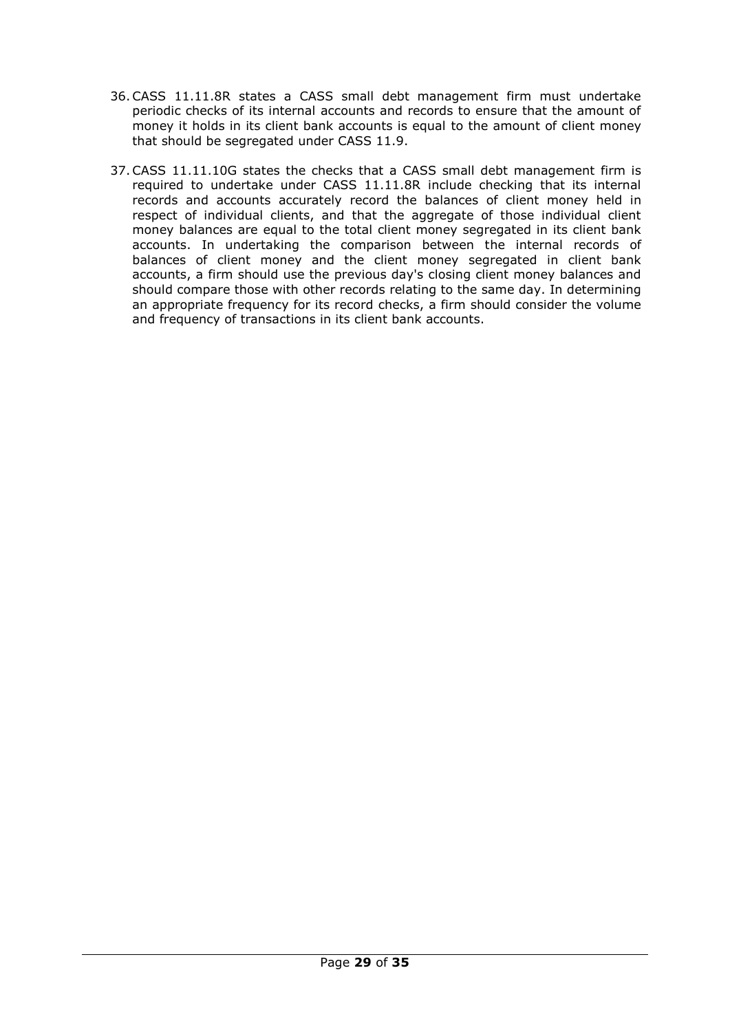36. CASS 11.11.8R states a CASS small debt management firm must undertake periodic checks of its internal accounts and records to ensure that the amount of money it holds in its client bank accounts is equal to the amount of client money that should be segregated under CASS 11.9.

37. CASS 11.11.10G states the checks that a CASS small debt management firm is required to undertake under CASS 11.11.8R include checking that its internal records and accounts accurately record the balances of client money held in respect of individual clients, and that the aggregate of those individual client money balances are equal to the total client money segregated in its client bank accounts. In undertaking the comparison between the internal records of balances of client money and the client money segregated in client bank accounts, a firm should use the previous day's closing client money balances and should compare those with other records relating to the same day. In determining an appropriate frequency for its record checks, a firm should consider the volume and frequency of transactions in its client bank accounts.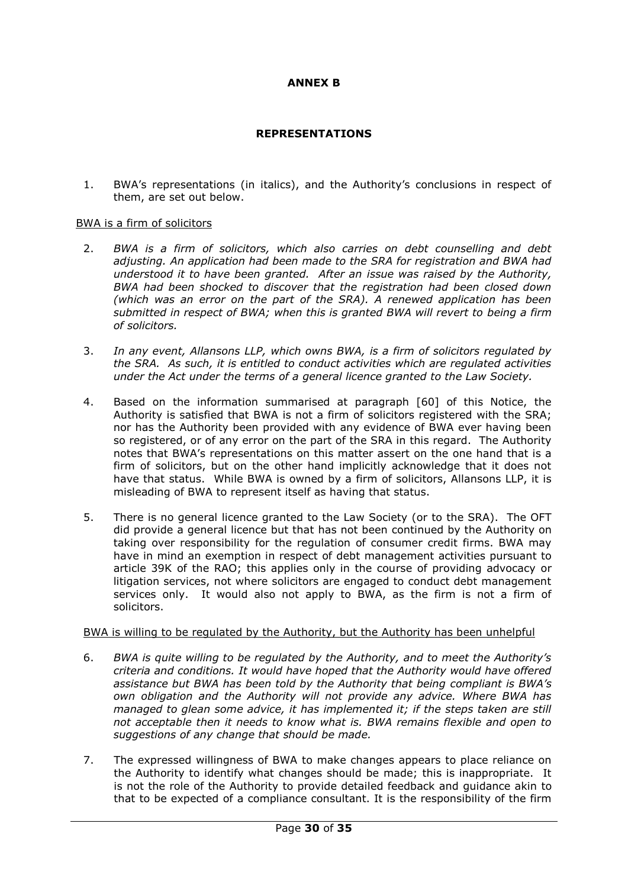**ANNEX B**

**REPRESENTATIONS**

1. BWA's representations (in italics), and the Authority's conclusions in respect of them, are set out below.

BWA is a firm of solicitors

2. *BWA is a firm of solicitors, which also carries on debt counselling and debt adjusting. An application had been made to the SRA for registration and BWA had understood it to have been granted. After an issue was raised by the Authority, BWA had been shocked to discover that the registration had been closed down (which was an error on the part of the SRA). A renewed application has been submitted in respect of BWA; when this is granted BWA will revert to being a firm of solicitors.*

3. *In any event, Allansons LLP, which owns BWA, is a firm of solicitors regulated by the SRA. As such, it is entitled to conduct activities which are regulated activities under the Act under the terms of a general licence granted to the Law Society.*

4. Based on the information summarised at paragraph [60] of this Notice, the Authority is satisfied that BWA is not a firm of solicitors registered with the SRA; nor has the Authority been provided with any evidence of BWA ever having been so registered, or of any error on the part of the SRA in this regard. The Authority notes that BWA's representations on this matter assert on the one hand that is a firm of solicitors, but on the other hand implicitly acknowledge that it does not have that status. While BWA is owned by a firm of solicitors, Allansons LLP, it is misleading of BWA to represent itself as having that status.

5. There is no general licence granted to the Law Society (or to the SRA). The OFT did provide a general licence but that has not been continued by the Authority on taking over responsibility for the regulation of consumer credit firms. BWA may have in mind an exemption in respect of debt management activities pursuant to article 39K of the RAO; this applies only in the course of providing advocacy or litigation services, not where solicitors are engaged to conduct debt management services only. It would also not apply to BWA, as the firm is not a firm of solicitors.

BWA is willing to be regulated by the Authority, but the Authority has been unhelpful

6. *BWA is quite willing to be regulated by the Authority, and to meet the Authority's criteria and conditions. It would have hoped that the Authority would have offered assistance but BWA has been told by the Authority that being compliant is BWA's own obligation and the Authority will not provide any advice. Where BWA has managed to glean some advice, it has implemented it; if the steps taken are still not acceptable then it needs to know what is. BWA remains flexible and open to suggestions of any change that should be made.*

7. The expressed willingness of BWA to make changes appears to place reliance on the Authority to identify what changes should be made; this is inappropriate. It is not the role of the Authority to provide detailed feedback and guidance akin to that to be expected of a compliance consultant. It is the responsibility of the firm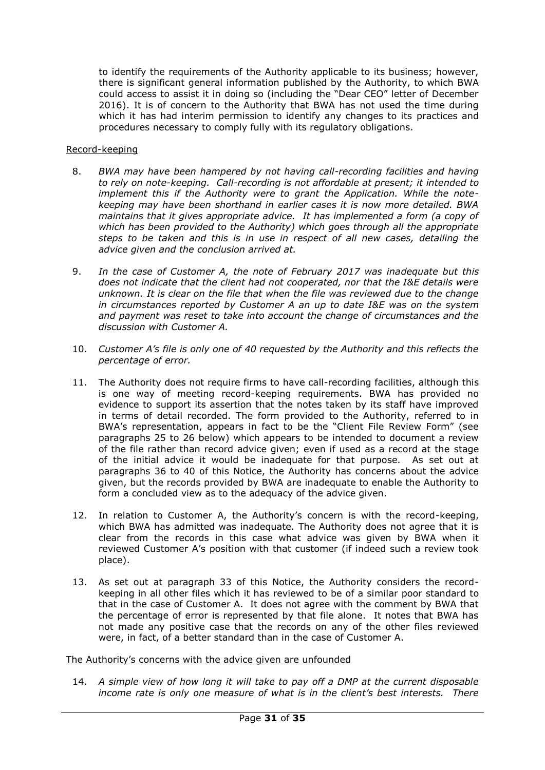to identify the requirements of the Authority applicable to its business; however, there is significant general information published by the Authority, to which BWA could access to assist it in doing so (including the "Dear CEO" letter of December 2016). It is of concern to the Authority that BWA has not used the time during which it has had interim permission to identify any changes to its practices and procedures necessary to comply fully with its regulatory obligations.

Record-keeping

8. *BWA may have been hampered by not having call-recording facilities and having to rely on note-keeping. Call-recording is not affordable at present; it intended to implement this if the Authority were to grant the Application. While the note-keeping may have been shorthand in earlier cases it is now more detailed. BWA maintains that it gives appropriate advice. It has implemented a form (a copy of which has been provided to the Authority) which goes through all the appropriate steps to be taken and this is in use in respect of all new cases, detailing the advice given and the conclusion arrived at.*

9. *In the case of Customer A, the note of February 2017 was inadequate but this does not indicate that the client had not cooperated, nor that the I&E details were unknown. It is clear on the file that when the file was reviewed due to the change in circumstances reported by Customer A an up to date I&E was on the system and payment was reset to take into account the change of circumstances and the discussion with Customer A.*

10. *Customer A's file is only one of 40 requested by the Authority and this reflects the percentage of error.*

11. The Authority does not require firms to have call-recording facilities, although this is one way of meeting record-keeping requirements. BWA has provided no evidence to support its assertion that the notes taken by its staff have improved in terms of detail recorded. The form provided to the Authority, referred to in BWA's representation, appears in fact to be the "Client File Review Form" (see paragraphs 25 to 26 below) which appears to be intended to document a review of the file rather than record advice given; even if used as a record at the stage of the initial advice it would be inadequate for that purpose. As set out at paragraphs 36 to 40 of this Notice, the Authority has concerns about the advice given, but the records provided by BWA are inadequate to enable the Authority to form a concluded view as to the adequacy of the advice given.

12. In relation to Customer A, the Authority's concern is with the record-keeping, which BWA has admitted was inadequate. The Authority does not agree that it is clear from the records in this case what advice was given by BWA when it reviewed Customer A's position with that customer (if indeed such a review took place).

13. As set out at paragraph 33 of this Notice, the Authority considers the record-keeping in all other files which it has reviewed to be of a similar poor standard to that in the case of Customer A. It does not agree with the comment by BWA that the percentage of error is represented by that file alone. It notes that BWA has not made any positive case that the records on any of the other files reviewed were, in fact, of a better standard than in the case of Customer A.

The Authority's concerns with the advice given are unfounded

14. *A simple view of how long it will take to pay off a DMP at the current disposable income rate is only one measure of what is in the client's best interests. There*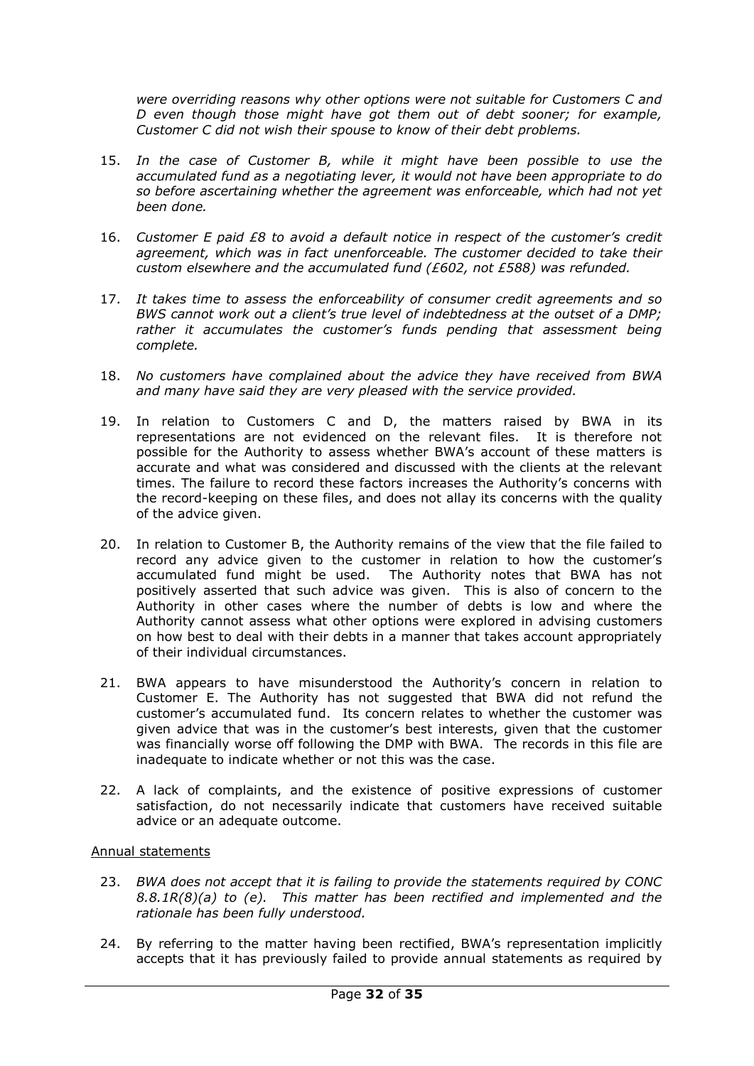*were overriding reasons why other options were not suitable for Customers C and D even though those might have got them out of debt sooner; for example, Customer C did not wish their spouse to know of their debt problems.*

15. *In the case of Customer B, while it might have been possible to use the accumulated fund as a negotiating lever, it would not have been appropriate to do so before ascertaining whether the agreement was enforceable, which had not yet been done.*

16. *Customer E paid £8 to avoid a default notice in respect of the customer's credit agreement, which was in fact unenforceable. The customer decided to take their custom elsewhere and the accumulated fund (£602, not £588) was refunded.*

17. *It takes time to assess the enforceability of consumer credit agreements and so BWS cannot work out a client's true level of indebtedness at the outset of a DMP; rather it accumulates the customer's funds pending that assessment being complete.*

18. *No customers have complained about the advice they have received from BWA and many have said they are very pleased with the service provided.*

19. In relation to Customers C and D, the matters raised by BWA in its representations are not evidenced on the relevant files. It is therefore not possible for the Authority to assess whether BWA's account of these matters is accurate and what was considered and discussed with the clients at the relevant times. The failure to record these factors increases the Authority's concerns with the record-keeping on these files, and does not allay its concerns with the quality of the advice given.

20. In relation to Customer B, the Authority remains of the view that the file failed to record any advice given to the customer in relation to how the customer's accumulated fund might be used. The Authority notes that BWA has not positively asserted that such advice was given. This is also of concern to the Authority in other cases where the number of debts is low and where the Authority cannot assess what other options were explored in advising customers on how best to deal with their debts in a manner that takes account appropriately of their individual circumstances.

21. BWA appears to have misunderstood the Authority's concern in relation to Customer E. The Authority has not suggested that BWA did not refund the customer's accumulated fund. Its concern relates to whether the customer was given advice that was in the customer's best interests, given that the customer was financially worse off following the DMP with BWA. The records in this file are inadequate to indicate whether or not this was the case.

22. A lack of complaints, and the existence of positive expressions of customer satisfaction, do not necessarily indicate that customers have received suitable advice or an adequate outcome.

Annual statements

23. *BWA does not accept that it is failing to provide the statements required by CONC 8.8.1R(8)(a) to (e). This matter has been rectified and implemented and the rationale has been fully understood.*

24. By referring to the matter having been rectified, BWA's representation implicitly accepts that it has previously failed to provide annual statements as required by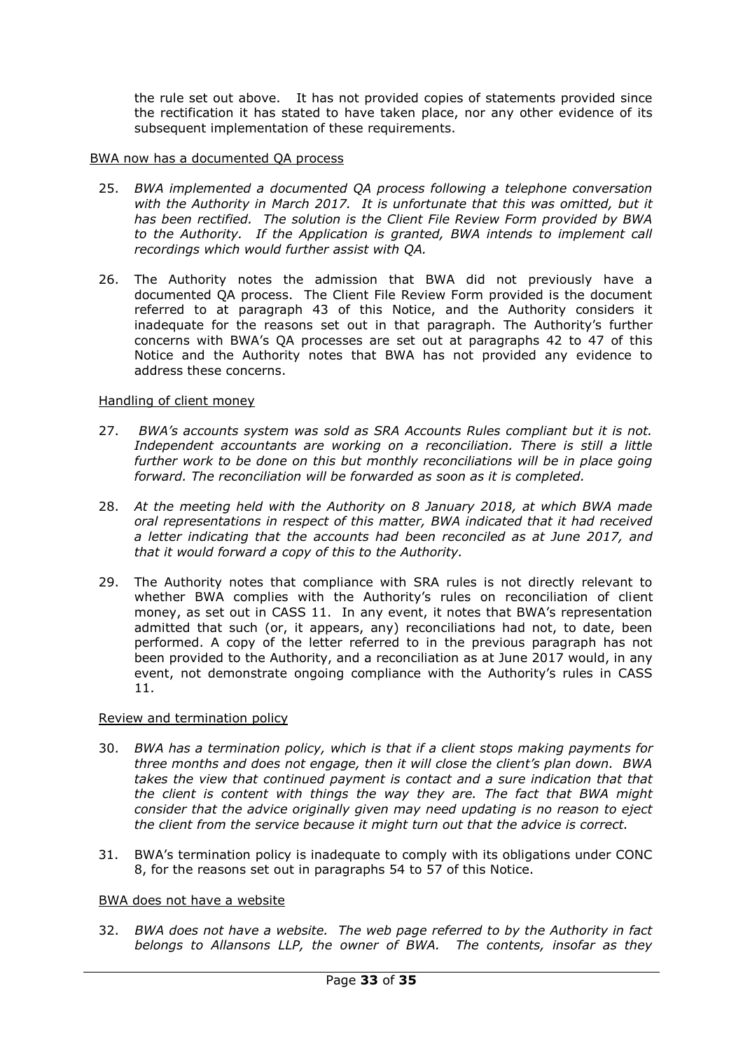the rule set out above. It has not provided copies of statements provided since the rectification it has stated to have taken place, nor any other evidence of its subsequent implementation of these requirements.

BWA now has a documented QA process

25. *BWA implemented a documented QA process following a telephone conversation with the Authority in March 2017. It is unfortunate that this was omitted, but it has been rectified. The solution is the Client File Review Form provided by BWA to the Authority. If the Application is granted, BWA intends to implement call recordings which would further assist with QA.*

26. The Authority notes the admission that BWA did not previously have a documented QA process. The Client File Review Form provided is the document referred to at paragraph 43 of this Notice, and the Authority considers it inadequate for the reasons set out in that paragraph. The Authority's further concerns with BWA's QA processes are set out at paragraphs 42 to 47 of this Notice and the Authority notes that BWA has not provided any evidence to address these concerns.

Handling of client money

27. *BWA's accounts system was sold as SRA Accounts Rules compliant but it is not. Independent accountants are working on a reconciliation. There is still a little further work to be done on this but monthly reconciliations will be in place going forward. The reconciliation will be forwarded as soon as it is completed.*

28. *At the meeting held with the Authority on 8 January 2018, at which BWA made oral representations in respect of this matter, BWA indicated that it had received a letter indicating that the accounts had been reconciled as at June 2017, and that it would forward a copy of this to the Authority.*

29. The Authority notes that compliance with SRA rules is not directly relevant to whether BWA complies with the Authority's rules on reconciliation of client money, as set out in CASS 11. In any event, it notes that BWA's representation admitted that such (or, it appears, any) reconciliations had not, to date, been performed. A copy of the letter referred to in the previous paragraph has not been provided to the Authority, and a reconciliation as at June 2017 would, in any event, not demonstrate ongoing compliance with the Authority's rules in CASS 11.

Review and termination policy

30. *BWA has a termination policy, which is that if a client stops making payments for three months and does not engage, then it will close the client's plan down. BWA takes the view that continued payment is contact and a sure indication that that the client is content with things the way they are. The fact that BWA might consider that the advice originally given may need updating is no reason to eject the client from the service because it might turn out that the advice is correct.*

31. BWA's termination policy is inadequate to comply with its obligations under CONC 8, for the reasons set out in paragraphs 54 to 57 of this Notice.

BWA does not have a website

32. *BWA does not have a website. The web page referred to by the Authority in fact belongs to Allansons LLP, the owner of BWA. The contents, insofar as they*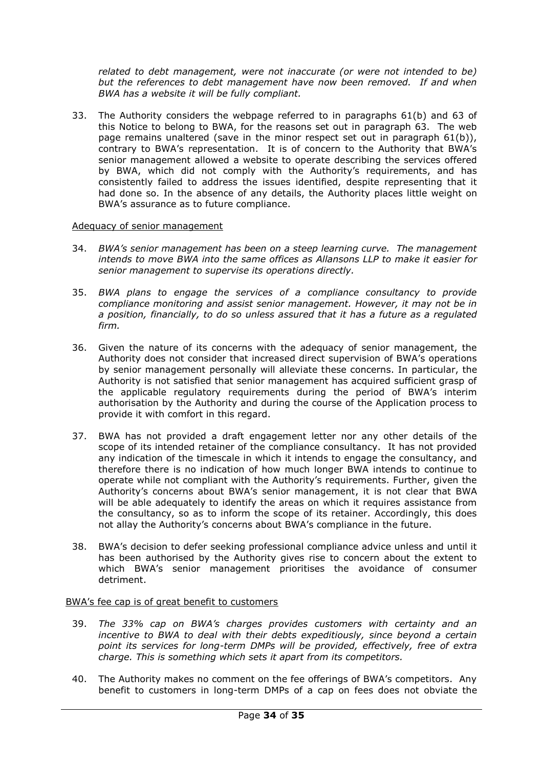*related to debt management, were not inaccurate (or were not intended to be) but the references to debt management have now been removed. If and when BWA has a website it will be fully compliant.*

33. The Authority considers the webpage referred to in paragraphs 61(b) and 63 of this Notice to belong to BWA, for the reasons set out in paragraph 63. The web page remains unaltered (save in the minor respect set out in paragraph 61(b)), contrary to BWA's representation. It is of concern to the Authority that BWA's senior management allowed a website to operate describing the services offered by BWA, which did not comply with the Authority's requirements, and has consistently failed to address the issues identified, despite representing that it had done so. In the absence of any details, the Authority places little weight on BWA's assurance as to future compliance.

Adequacy of senior management

34. *BWA's senior management has been on a steep learning curve. The management intends to move BWA into the same offices as Allansons LLP to make it easier for senior management to supervise its operations directly.*

35. *BWA plans to engage the services of a compliance consultancy to provide compliance monitoring and assist senior management. However, it may not be in a position, financially, to do so unless assured that it has a future as a regulated firm.*

36. Given the nature of its concerns with the adequacy of senior management, the Authority does not consider that increased direct supervision of BWA's operations by senior management personally will alleviate these concerns. In particular, the Authority is not satisfied that senior management has acquired sufficient grasp of the applicable regulatory requirements during the period of BWA's interim authorisation by the Authority and during the course of the Application process to provide it with comfort in this regard.

37. BWA has not provided a draft engagement letter nor any other details of the scope of its intended retainer of the compliance consultancy. It has not provided any indication of the timescale in which it intends to engage the consultancy, and therefore there is no indication of how much longer BWA intends to continue to operate while not compliant with the Authority's requirements. Further, given the Authority's concerns about BWA's senior management, it is not clear that BWA will be able adequately to identify the areas on which it requires assistance from the consultancy, so as to inform the scope of its retainer. Accordingly, this does not allay the Authority's concerns about BWA's compliance in the future.

38. BWA's decision to defer seeking professional compliance advice unless and until it has been authorised by the Authority gives rise to concern about the extent to which BWA's senior management prioritises the avoidance of consumer detriment.

BWA's fee cap is of great benefit to customers

39. *The 33% cap on BWA's charges provides customers with certainty and an incentive to BWA to deal with their debts expeditiously, since beyond a certain point its services for long-term DMPs will be provided, effectively, free of extra charge. This is something which sets it apart from its competitors.*

40. The Authority makes no comment on the fee offerings of BWA's competitors. Any benefit to customers in long-term DMPs of a cap on fees does not obviate the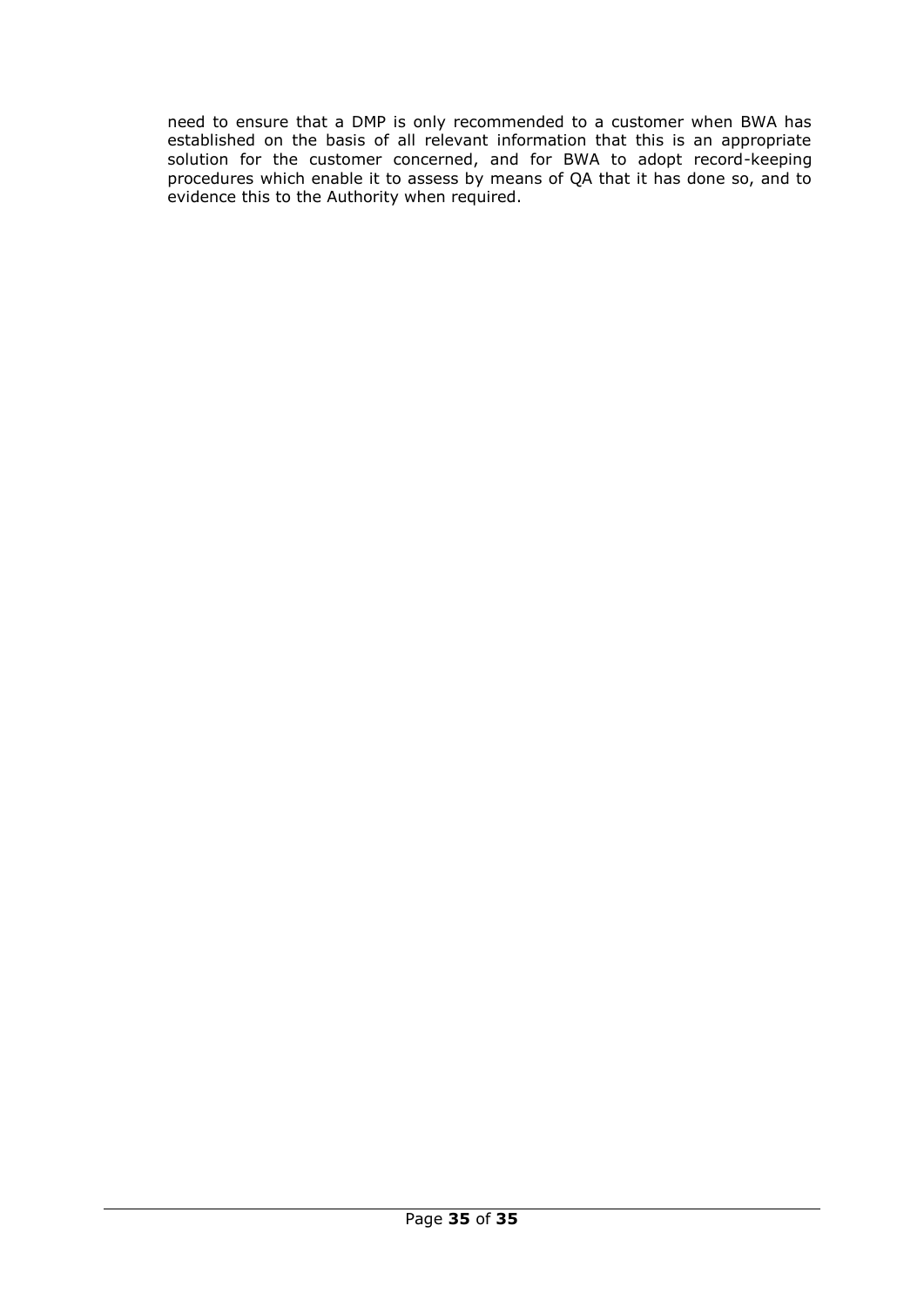need to ensure that a DMP is only recommended to a customer when BWA has established on the basis of all relevant information that this is an appropriate solution for the customer concerned, and for BWA to adopt record-keeping procedures which enable it to assess by means of QA that it has done so, and to evidence this to the Authority when required.